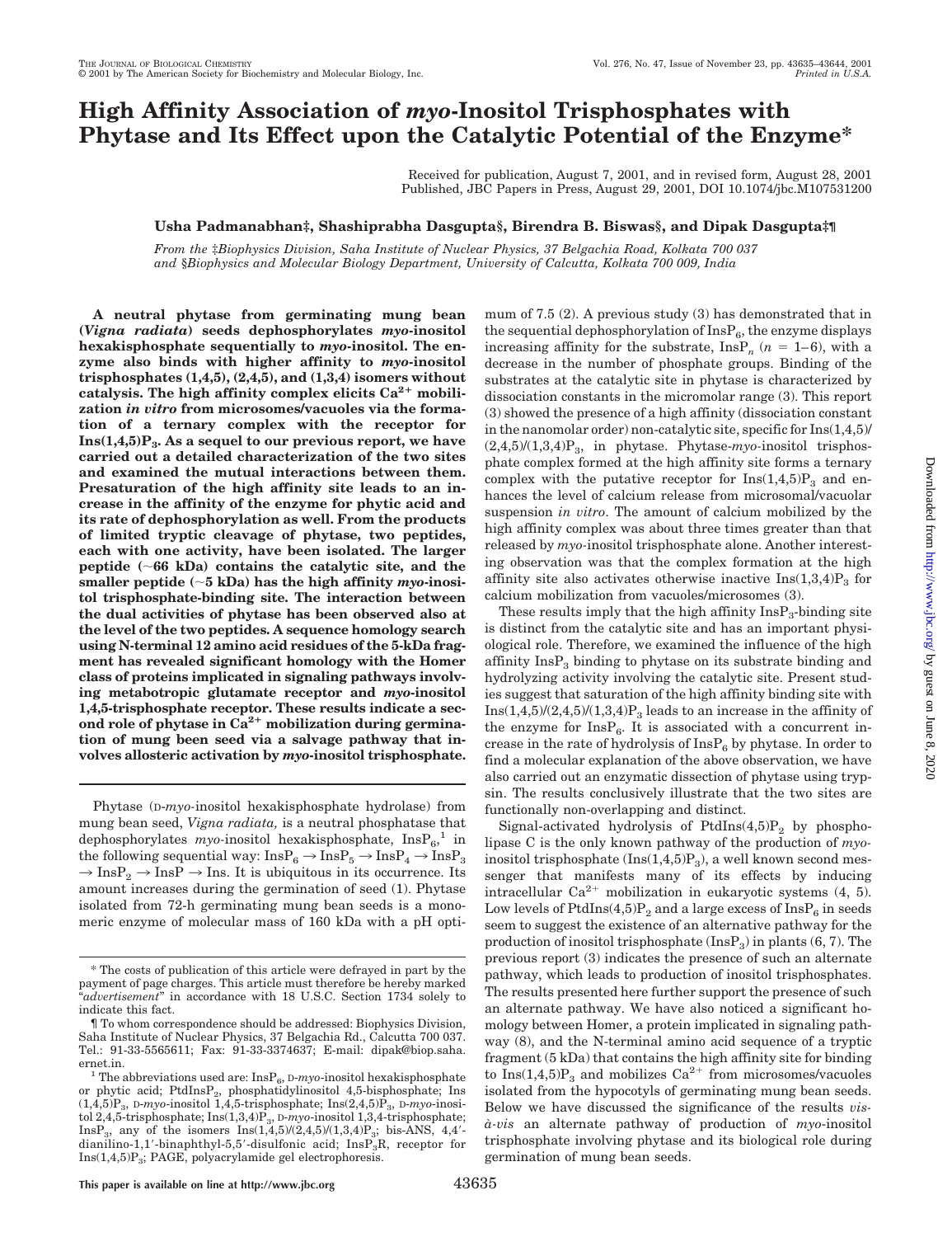# High Affinity Association of *myo*-Inositol Trisphosphates with Phytase and Its Effect upon the Catalytic Potential of the Enzyme*

Received for publication, August 7, 2001, and in revised form, August 28, 2001
Published, JBC Papers in Press, August 29, 2001, DOI 10.1074/jbc.M107531200

**Usha Padmanabhan‡, Shashiprabha Dasgupta§, Birendra B. Biswas§, and Dipak Dasgupta‡¶**

*From the ‡Biophysics Division, Saha Institute of Nuclear Physics, 37 Belgachia Road, Kolkata 700 037 and §Biophysics and Molecular Biology Department, University of Calcutta, Kolkata 700 009, India*

**A neutral phytase from germinating mung bean (*Vigna radiata*) seeds dephosphorylates *myo*-inositol hexakisphosphate sequentially to *myo*-inositol. The enzyme also binds with higher affinity to *myo*-inositol trisphosphates (1,4,5), (2,4,5), and (1,3,4) isomers without catalysis. The high affinity complex elicits $Ca^{2+}$ mobilization *in vitro* from microsomes/vacuoles via the formation of a ternary complex with the receptor for $Ins(1,4,5)P_3$. As a sequel to our previous report, we have carried out a detailed characterization of the two sites and examined the mutual interactions between them. Presaturation of the high affinity site leads to an increase in the affinity of the enzyme for phytic acid and its rate of dephosphorylation as well. From the products of limited tryptic cleavage of phytase, two peptides, each with one activity, have been isolated. The larger peptide (~66 kDa) contains the catalytic site, and the smaller peptide (~5 kDa) has the high affinity *myo*-inositol trisphosphate-binding site. The interaction between the dual activities of phytase has been observed also at the level of the two peptides. A sequence homology search using N-terminal 12 amino acid residues of the 5-kDa fragment has revealed significant homology with the Homer class of proteins implicated in signaling pathways involving metabotropic glutamate receptor and *myo*-inositol 1,4,5-trisphosphate receptor. These results indicate a second role of phytase in $Ca^{2+}$ mobilization during germination of mung been seed via a salvage pathway that involves allosteric activation by *myo*-inositol trisphosphate.**

Phytase (D-*myo*-inositol hexakisphosphate hydrolase) from mung bean seed, *Vigna radiata,* is a neutral phosphatase that dephosphorylates *myo*-inositol hexakisphosphate, $InsP_6$,[1] in the following sequential way: $InsP_6 \rightarrow InsP_5 \rightarrow InsP_4 \rightarrow InsP_3 \rightarrow InsP_2 \rightarrow InsP \rightarrow Ins$. It is ubiquitous in its occurrence. Its amount increases during the germination of seed (1). Phytase isolated from 72-h germinating mung bean seeds is a monomeric enzyme of molecular mass of 160 kDa with a pH optimum of 7.5 (2). A previous study (3) has demonstrated that in the sequential dephosphorylation of $InsP_6$, the enzyme displays increasing affinity for the substrate, $InsP_n$ ($n$ = 1–6), with a decrease in the number of phosphate groups. Binding of the substrates at the catalytic site in phytase is characterized by dissociation constants in the micromolar range (3). This report (3) showed the presence of a high affinity (dissociation constant in the nanomolar order) non-catalytic site, specific for $Ins(1,4,5)/(2,4,5)/(1,3,4)P_3$, in phytase. Phytase-*myo*-inositol trisphosphate complex formed at the high affinity site forms a ternary complex with the putative receptor for $Ins(1,4,5)P_3$ and enhances the level of calcium release from microsomal/vacuolar suspension *in vitro*. The amount of calcium mobilized by the high affinity complex was about three times greater than that released by *myo*-inositol trisphosphate alone. Another interesting observation was that the complex formation at the high affinity site also activates otherwise inactive $Ins(1,3,4)P_3$ for calcium mobilization from vacuoles/microsomes (3).

These results imply that the high affinity $InsP_3$-binding site is distinct from the catalytic site and has an important physiological role. Therefore, we examined the influence of the high affinity $InsP_3$ binding to phytase on its substrate binding and hydrolyzing activity involving the catalytic site. Present studies suggest that saturation of the high affinity binding site with $Ins(1,4,5)/(2,4,5)/(1,3,4)P_3$ leads to an increase in the affinity of the enzyme for $InsP_6$. It is associated with a concurrent increase in the rate of hydrolysis of $InsP_6$ by phytase. In order to find a molecular explanation of the above observation, we have also carried out an enzymatic dissection of phytase using trypsin. The results conclusively illustrate that the two sites are functionally non-overlapping and distinct.

Signal-activated hydrolysis of $PtdIns(4,5)P_2$ by phospholipase C is the only known pathway of the production of *myo*-inositol trisphosphate ($Ins(1,4,5)P_3$), a well known second messenger that manifests many of its effects by inducing intracellular $Ca^{2+}$ mobilization in eukaryotic systems (4, 5). Low levels of $PtdIns(4,5)P_2$ and a large excess of $InsP_6$ in seeds seem to suggest the existence of an alternative pathway for the production of inositol trisphosphate ($InsP_3$) in plants (6, 7). The previous report (3) indicates the presence of such an alternate pathway, which leads to production of inositol trisphosphates. The results presented here further support the presence of such an alternate pathway. We have also noticed a significant homology between Homer, a protein implicated in signaling pathway (8), and the N-terminal amino acid sequence of a tryptic fragment (5 kDa) that contains the high affinity site for binding to $Ins(1,4,5)P_3$ and mobilizes $Ca^{2+}$ from microsomes/vacuoles isolated from the hypocotyls of germinating mung bean seeds. Below we have discussed the significance of the results *vis-à-vis* an alternate pathway of production of *myo*-inositol trisphosphate involving phytase and its biological role during germination of mung bean seeds.

---

\* The costs of publication of this article were defrayed in part by the payment of page charges. This article must therefore be hereby marked "*advertisement*" in accordance with 18 U.S.C. Section 1734 solely to indicate this fact.

¶ To whom correspondence should be addressed: Biophysics Division, Saha Institute of Nuclear Physics, 37 Belgachia Rd., Calcutta 700 037. Tel.: 91-33-5565611; Fax: 91-33-3374637; E-mail: dipak@biop.saha.ernet.in.

[1] The abbreviations used are: $InsP_6$, D-*myo*-inositol hexakisphosphate or phytic acid; $PtdInsP_2$, phosphatidylinositol 4,5-bisphosphate; Ins $(1,4,5)P_3$, D-*myo*-inositol 1,4,5-trisphosphate; $Ins(2,4,5)P_3$, D-*myo*-inositol 2,4,5-trisphosphate; $Ins(1,3,4)P_3$, D-*myo*-inositol 1,3,4-trisphosphate; $InsP_3$, any of the isomers $Ins(1,4,5)/(2,4,5)/(1,3,4)P_3$; bis-ANS, 4,4′-dianilino-1,1′-binaphthyl-5,5′-disulfonic acid; $InsP_3R$, receptor for $Ins(1,4,5)P_3$; PAGE, polyacrylamide gel electrophoresis.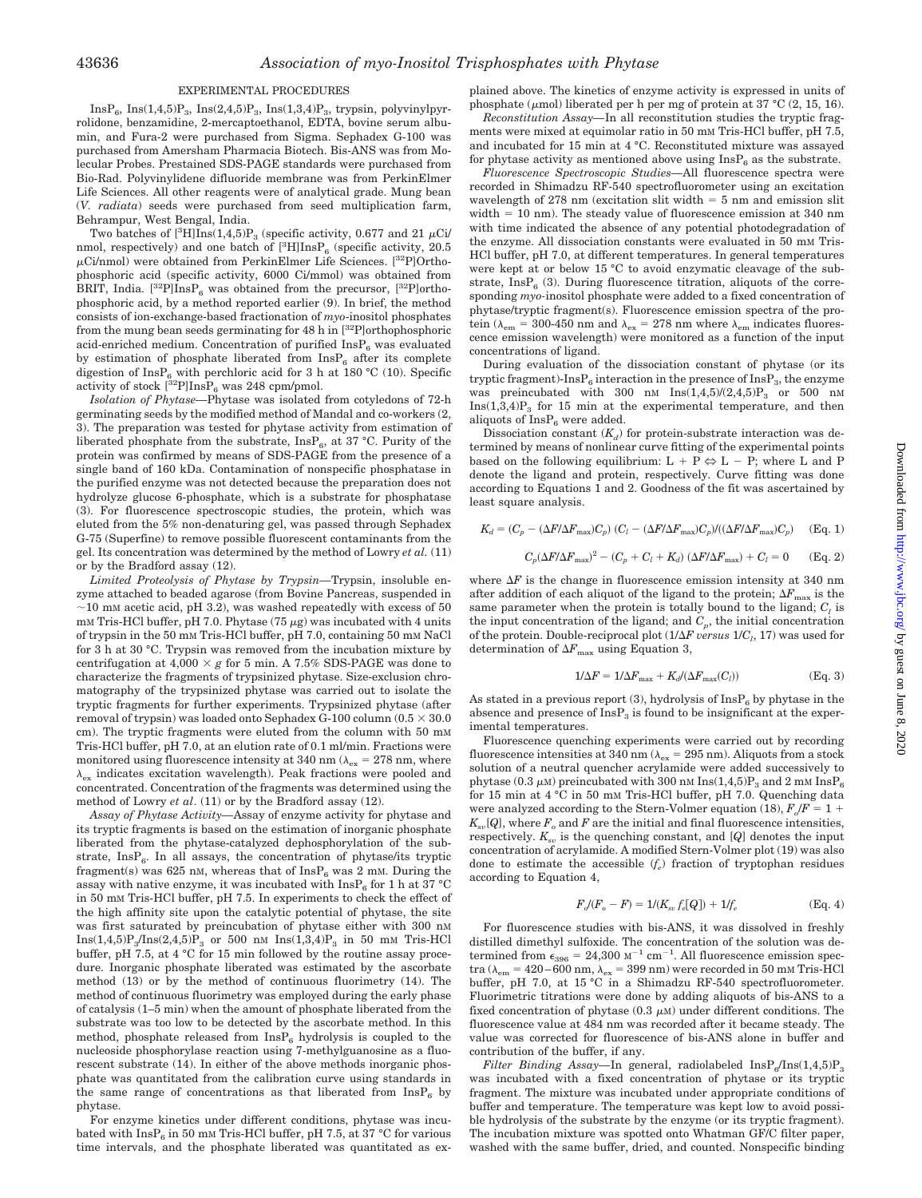## EXPERIMENTAL PROCEDURES

$InsP_6$, $Ins(1,4,5)P_3$, $Ins(2,4,5)P_3$, $Ins(1,3,4)P_3$, trypsin, polyvinylpyrrolidone, benzamidine, 2-mercaptoethanol, EDTA, bovine serum albumin, and Fura-2 were purchased from Sigma. Sephadex G-100 was purchased from Amersham Pharmacia Biotech. Bis-ANS was purchased from Molecular Probes. Prestained SDS-PAGE standards were purchased from Bio-Rad. Polyvinylidene difluoride membrane was from PerkinElmer Life Sciences. All other reagents were of analytical grade. Mung bean (*V. radiata*) seeds were purchased from seed multiplication farm, Behrampur, West Bengal, India.

Two batches of $[^3H]Ins(1,4,5)P_3$ (specific activity, 0.677 and 21 μCi/nmol, respectively) and one batch of $[^3H]InsP_6$ (specific activity, 20.5 μCi/nmol) were obtained from PerkinElmer Life Sciences. $[^{32}P]$Orthophosphoric acid (specific activity, 6000 Ci/mmol) was obtained from BRIT, India. $[^{32}P]InsP_6$ was obtained from the precursor, $[^{32}P]$orthophosphoric acid, by a method reported earlier (9). In brief, the method consists of ion-exchange-based fractionation of *myo*-inositol phosphates from the mung bean seeds germinating for 48 h in $[^{32}P]$orthophosphoric acid-enriched medium. Concentration of purified $InsP_6$ was evaluated by estimation of phosphate liberated from $InsP_6$ after its complete digestion of $InsP_6$ with perchloric acid for 3 h at 180 °C (10). Specific activity of stock $[^{32}P]InsP_6$ was 248 cpm/pmol.

*Isolation of Phytase*—Phytase was isolated from cotyledons of 72-h germinating seeds by the modified method of Mandal and co-workers (2, 3). The preparation was tested for phytase activity from estimation of liberated phosphate from the substrate, $InsP_6$, at 37 °C. Purity of the protein was confirmed by means of SDS-PAGE from the presence of a single band of 160 kDa. Contamination of nonspecific phosphatase in the purified enzyme was not detected because the preparation does not hydrolyze glucose 6-phosphate, which is a substrate for phosphatase (3). For fluorescence spectroscopic studies, the protein, which was eluted from the 5% non-denaturing gel, was passed through Sephadex G-75 (Superfine) to remove possible fluorescent contaminants from the gel. Its concentration was determined by the method of Lowry *et al.* (11) or by the Bradford assay (12).

*Limited Proteolysis of Phytase by Trypsin*—Trypsin, insoluble enzyme attached to beaded agarose (from Bovine Pancreas, suspended in ~10 mM acetic acid, pH 3.2), was washed repeatedly with excess of 50 mM Tris-HCl buffer, pH 7.0. Phytase (75 μg) was incubated with 4 units of trypsin in the 50 mM Tris-HCl buffer, pH 7.0, containing 50 mM NaCl for 3 h at 30 °C. Trypsin was removed from the incubation mixture by centrifugation at 4,000 × *g* for 5 min. A 7.5% SDS-PAGE was done to characterize the fragments of trypsinized phytase. Size-exclusion chromatography of the trypsinized phytase was carried out to isolate the tryptic fragments for further experiments. Trypsinized phytase (after removal of trypsin) was loaded onto Sephadex G-100 column (0.5 × 30.0 cm). The tryptic fragments were eluted from the column with 50 mM Tris-HCl buffer, pH 7.0, at an elution rate of 0.1 ml/min. Fractions were monitored using fluorescence intensity at 340 nm ($\lambda_{ex}$ = 278 nm, where $\lambda_{ex}$ indicates excitation wavelength). Peak fractions were pooled and concentrated. Concentration of the fragments was determined using the method of Lowry *et al.* (11) or by the Bradford assay (12).

*Assay of Phytase Activity*—Assay of enzyme activity for phytase and its tryptic fragments is based on the estimation of inorganic phosphate liberated from the phytase-catalyzed dephosphorylation of the substrate, $InsP_6$. In all assays, the concentration of phytase/its tryptic fragment(s) was 625 nM, whereas that of $InsP_6$ was 2 mM. During the assay with native enzyme, it was incubated with $InsP_6$ for 1 h at 37 °C in 50 mM Tris-HCl buffer, pH 7.5. In experiments to check the effect of the high affinity site upon the catalytic potential of phytase, the site was first saturated by preincubation of phytase either with 300 nM $Ins(1,4,5)P_3$/$Ins(2,4,5)P_3$ or 500 nM $Ins(1,3,4)P_3$ in 50 mM Tris-HCl buffer, pH 7.5, at 4 °C for 15 min followed by the routine assay procedure. Inorganic phosphate liberated was estimated by the ascorbate method (13) or by the method of continuous fluorimetry (14). The method of continuous fluorimetry was employed during the early phase of catalysis (1–5 min) when the amount of phosphate liberated from the substrate was too low to be detected by the ascorbate method. In this method, phosphate released from $InsP_6$ hydrolysis is coupled to the nucleoside phosphorylase reaction using 7-methylguanosine as a fluorescent substrate (14). In either of the above methods inorganic phosphate was quantitated from the calibration curve using standards in the same range of concentrations as that liberated from $InsP_6$ by phytase.

For enzyme kinetics under different conditions, phytase was incubated with $InsP_6$ in 50 mM Tris-HCl buffer, pH 7.5, at 37 °C for various time intervals, and the phosphate liberated was quantitated as explained above. The kinetics of enzyme activity is expressed in units of phosphate (μmol) liberated per h per mg of protein at 37 °C (2, 15, 16).

*Reconstitution Assay*—In all reconstitution studies the tryptic fragments were mixed at equimolar ratio in 50 mM Tris-HCl buffer, pH 7.5, and incubated for 15 min at 4 °C. Reconstituted mixture was assayed for phytase activity as mentioned above using $InsP_6$ as the substrate.

*Fluorescence Spectroscopic Studies*—All fluorescence spectra were recorded in Shimadzu RF-540 spectrofluorometer using an excitation wavelength of 278 nm (excitation slit width = 5 nm and emission slit width = 10 nm). The steady value of fluorescence emission at 340 nm with time indicated the absence of any potential photodegradation of the enzyme. All dissociation constants were evaluated in 50 mM Tris-HCl buffer, pH 7.0, at different temperatures. In general temperatures were kept at or below 15 °C to avoid enzymatic cleavage of the substrate, $InsP_6$ (3). During fluorescence titration, aliquots of the corresponding *myo*-inositol phosphate were added to a fixed concentration of phytase/tryptic fragment(s). Fluorescence emission spectra of the protein ($\lambda_{em}$ = 300-450 nm and $\lambda_{ex}$ = 278 nm where $\lambda_{em}$ indicates fluorescence emission wavelength) were monitored as a function of the input concentrations of ligand.

During evaluation of the dissociation constant of phytase (or its tryptic fragment)-$InsP_6$ interaction in the presence of $InsP_3$, the enzyme was preincubated with 300 nM $Ins(1,4,5)/(2,4,5)P_3$ or 500 nM $Ins(1,3,4)P_3$ for 15 min at the experimental temperature, and then aliquots of $InsP_6$ were added.

Dissociation constant ($K_d$) for protein-substrate interaction was determined by means of nonlinear curve fitting of the experimental points based on the following equilibrium: L + P ⇔ L − P; where L and P denote the ligand and protein, respectively. Curve fitting was done according to Equations 1 and 2. Goodness of the fit was ascertained by least square analysis.

$$K_d = (C_p - (\Delta F/\Delta F_{max})C_p)\,(C_l - (\Delta F/\Delta F_{max})C_p)/((\Delta F/\Delta F_{max})C_p) \quad \text{(Eq. 1)}$$

$$C_p(\Delta F/\Delta F_{max})^2 - (C_p + C_l + K_d)\,(\Delta F/\Delta F_{max}) + C_l = 0 \quad \text{(Eq. 2)}$$

where $\Delta F$ is the change in fluorescence emission intensity at 340 nm after addition of each aliquot of the ligand to the protein; $\Delta F_{max}$ is the same parameter when the protein is totally bound to the ligand; $C_l$ is the input concentration of the ligand; and $C_p$, the initial concentration of the protein. Double-reciprocal plot ($1/\Delta F$ *versus* $1/C_l$, 17) was used for determination of $\Delta F_{max}$ using Equation 3,

$$1/\Delta F = 1/\Delta F_{max} + K_d/(\Delta F_{max}(C_l)) \quad \text{(Eq. 3)}$$

As stated in a previous report (3), hydrolysis of $InsP_6$ by phytase in the absence and presence of $InsP_3$ is found to be insignificant at the experimental temperatures.

Fluorescence quenching experiments were carried out by recording fluorescence intensities at 340 nm ($\lambda_{ex}$ = 295 nm). Aliquots from a stock solution of a neutral quencher acrylamide were added successively to phytase (0.3 μM) preincubated with 300 nM $Ins(1,4,5)P_3$ and 2 mM $InsP_6$ for 15 min at 4 °C in 50 mM Tris-HCl buffer, pH 7.0. Quenching data were analyzed according to the Stern-Volmer equation (18), $F_o/F = 1 + K_{sv}[Q]$, where $F_o$ and $F$ are the initial and final fluorescence intensities, respectively. $K_{sv}$ is the quenching constant, and $[Q]$ denotes the input concentration of acrylamide. A modified Stern-Volmer plot (19) was also done to estimate the accessible ($f_e$) fraction of tryptophan residues according to Equation 4,

$$F_o/(F_o - F) = 1/(K_{sv}\,f_e[Q]) + 1/f_e \quad \text{(Eq. 4)}$$

For fluorescence studies with bis-ANS, it was dissolved in freshly distilled dimethyl sulfoxide. The concentration of the solution was determined from $\epsilon_{396}$ = 24,300 $M^{-1}\,cm^{-1}$. All fluorescence emission spectra ($\lambda_{em}$ = 420–600 nm, $\lambda_{ex}$ = 399 nm) were recorded in 50 mM Tris-HCl buffer, pH 7.0, at 15 °C in a Shimadzu RF-540 spectrofluorometer. Fluorimetric titrations were done by adding aliquots of bis-ANS to a fixed concentration of phytase (0.3 μM) under different conditions. The fluorescence value at 484 nm was recorded after it became steady. The value was corrected for fluorescence of bis-ANS alone in buffer and contribution of the buffer, if any.

*Filter Binding Assay*—In general, radiolabeled $InsP_6$/$Ins(1,4,5)P_3$ was incubated with a fixed concentration of phytase or its tryptic fragment. The mixture was incubated under appropriate conditions of buffer and temperature. The temperature was kept low to avoid possible hydrolysis of the substrate by the enzyme (or its tryptic fragment). The incubation mixture was spotted onto Whatman GF/C filter paper, washed with the same buffer, dried, and counted. Nonspecific binding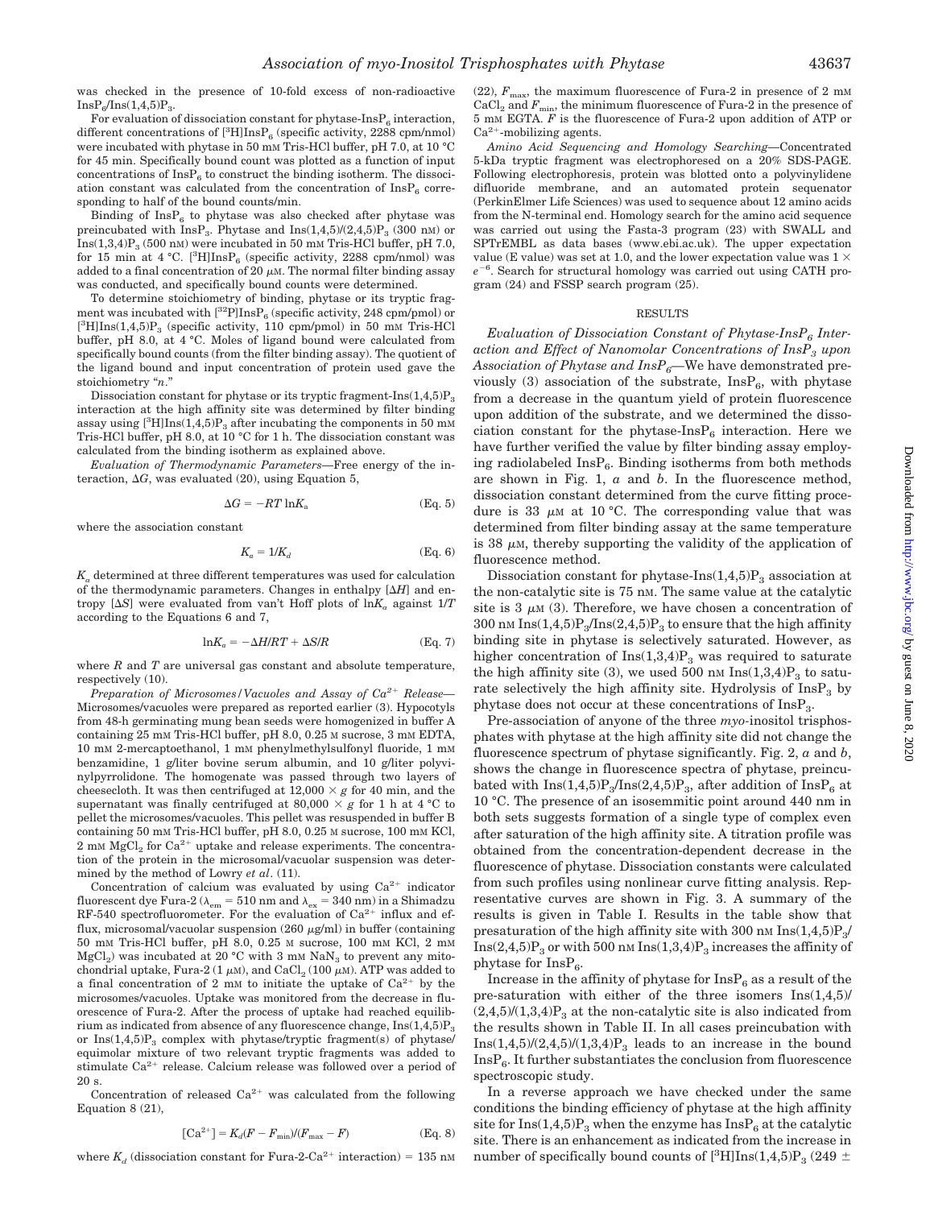was checked in the presence of 10-fold excess of non-radioactive $InsP_6/Ins(1,4,5)P_3$.

For evaluation of dissociation constant for phytase-$InsP_6$ interaction, different concentrations of $[^3H]InsP_6$ (specific activity, 2288 cpm/nmol) were incubated with phytase in 50 mM Tris-HCl buffer, pH 7.0, at 10 °C for 45 min. Specifically bound count was plotted as a function of input concentrations of $InsP_6$ to construct the binding isotherm. The dissociation constant was calculated from the concentration of $InsP_6$ corresponding to half of the bound counts/min.

Binding of $InsP_6$ to phytase was also checked after phytase was preincubated with $InsP_3$. Phytase and $Ins(1,4,5)/(2,4,5)P_3$ (300 nM) or $Ins(1,3,4)P_3$ (500 nM) were incubated in 50 mM Tris-HCl buffer, pH 7.0, for 15 min at 4 °C. $[^3H]InsP_6$ (specific activity, 2288 cpm/nmol) was added to a final concentration of 20 μM. The normal filter binding assay was conducted, and specifically bound counts were determined.

To determine stoichiometry of binding, phytase or its tryptic fragment was incubated with $[^{32}P]InsP_6$ (specific activity, 248 cpm/pmol) or $[^3H]Ins(1,4,5)P_3$ (specific activity, 110 cpm/pmol) in 50 mM Tris-HCl buffer, pH 8.0, at 4 °C. Moles of ligand bound were calculated from specifically bound counts (from the filter binding assay). The quotient of the ligand bound and input concentration of protein used gave the stoichiometry "*n*."

Dissociation constant for phytase or its tryptic fragment-$Ins(1,4,5)P_3$ interaction at the high affinity site was determined by filter binding assay using $[^3H]Ins(1,4,5)P_3$ after incubating the components in 50 mM Tris-HCl buffer, pH 8.0, at 10 °C for 1 h. The dissociation constant was calculated from the binding isotherm as explained above.

*Evaluation of Thermodynamic Parameters*—Free energy of the interaction, $\Delta G$, was evaluated (20), using Equation 5,

$$\Delta G = -RT \ln K_a \quad \text{(Eq. 5)}$$

where the association constant

$$K_a = 1/K_d \quad \text{(Eq. 6)}$$

$K_a$ determined at three different temperatures was used for calculation of the thermodynamic parameters. Changes in enthalpy [$\Delta H$] and entropy [$\Delta S$] were evaluated from van't Hoff plots of $\ln K_a$ against $1/T$ according to the Equations 6 and 7,

$$\ln K_a = -\Delta H/RT + \Delta S/R \quad \text{(Eq. 7)}$$

where $R$ and $T$ are universal gas constant and absolute temperature, respectively (10).

*Preparation of Microsomes/Vacuoles and Assay of $Ca^{2+}$ Release*—Microsomes/vacuoles were prepared as reported earlier (3). Hypocotyls from 48-h germinating mung bean seeds were homogenized in buffer A containing 25 mM Tris-HCl buffer, pH 8.0, 0.25 M sucrose, 3 mM EDTA, 10 mM 2-mercaptoethanol, 1 mM phenylmethylsulfonyl fluoride, 1 mM benzamidine, 1 g/liter bovine serum albumin, and 10 g/liter polyvinylpyrrolidone. The homogenate was passed through two layers of cheesecloth. It was then centrifuged at 12,000 × *g* for 40 min, and the supernatant was finally centrifuged at 80,000 × *g* for 1 h at 4 °C to pellet the microsomes/vacuoles. This pellet was resuspended in buffer B containing 50 mM Tris-HCl buffer, pH 8.0, 0.25 M sucrose, 100 mM KCl, 2 mM $MgCl_2$ for $Ca^{2+}$ uptake and release experiments. The concentration of the protein in the microsomal/vacuolar suspension was determined by the method of Lowry *et al.* (11).

Concentration of calcium was evaluated by using $Ca^{2+}$ indicator fluorescent dye Fura-2 ($\lambda_{em}$ = 510 nm and $\lambda_{ex}$ = 340 nm) in a Shimadzu RF-540 spectrofluorometer. For the evaluation of $Ca^{2+}$ influx and efflux, microsomal/vacuolar suspension (260 μg/ml) in buffer (containing 50 mM Tris-HCl buffer, pH 8.0, 0.25 M sucrose, 100 mM KCl, 2 mM $MgCl_2$) was incubated at 20 °C with 3 mM $NaN_3$ to prevent any mitochondrial uptake, Fura-2 (1 μM), and $CaCl_2$ (100 μM). ATP was added to a final concentration of 2 mM to initiate the uptake of $Ca^{2+}$ by the microsomes/vacuoles. Uptake was monitored from the decrease in fluorescence of Fura-2. After the process of uptake had reached equilibrium as indicated from absence of any fluorescence change, $Ins(1,4,5)P_3$ or $Ins(1,4,5)P_3$ complex with phytase/tryptic fragment(s) of phytase/equimolar mixture of two relevant tryptic fragments was added to stimulate $Ca^{2+}$ release. Calcium release was followed over a period of 20 s.

Concentration of released $Ca^{2+}$ was calculated from the following Equation 8 (21),

$$[Ca^{2+}] = K_d(F - F_{min})/(F_{max} - F) \quad \text{(Eq. 8)}$$

where $K_d$ (dissociation constant for Fura-2-$Ca^{2+}$ interaction) = 135 nM (22), $F_{max}$, the maximum fluorescence of Fura-2 in presence of 2 mM $CaCl_2$ and $F_{min}$, the minimum fluorescence of Fura-2 in the presence of 5 mM EGTA. $F$ is the fluorescence of Fura-2 upon addition of ATP or $Ca^{2+}$-mobilizing agents.

*Amino Acid Sequencing and Homology Searching*—Concentrated 5-kDa tryptic fragment was electrophoresed on a 20% SDS-PAGE. Following electrophoresis, protein was blotted onto a polyvinylidene difluoride membrane, and an automated protein sequenator (PerkinElmer Life Sciences) was used to sequence about 12 amino acids from the N-terminal end. Homology search for the amino acid sequence was carried out using the Fasta-3 program (23) with SWALL and SPTrEMBL as data bases (www.ebi.ac.uk). The upper expectation value (E value) was set at 1.0, and the lower expectation value was 1 × $e^{-6}$. Search for structural homology was carried out using CATH program (24) and FSSP search program (25).

## RESULTS

*Evaluation of Dissociation Constant of Phytase-$InsP_6$ Interaction and Effect of Nanomolar Concentrations of $InsP_3$ upon Association of Phytase and $InsP_6$*—We have demonstrated previously (3) association of the substrate, $InsP_6$, with phytase from a decrease in the quantum yield of protein fluorescence upon addition of the substrate, and we determined the dissociation constant for the phytase-$InsP_6$ interaction. Here we have further verified the value by filter binding assay employing radiolabeled $InsP_6$. Binding isotherms from both methods are shown in Fig. 1, *a* and *b*. In the fluorescence method, dissociation constant determined from the curve fitting procedure is 33 μM at 10 °C. The corresponding value that was determined from filter binding assay at the same temperature is 38 μM, thereby supporting the validity of the application of fluorescence method.

Dissociation constant for phytase-$Ins(1,4,5)P_3$ association at the non-catalytic site is 75 nM. The same value at the catalytic site is 3 μM (3). Therefore, we have chosen a concentration of 300 nM $Ins(1,4,5)P_3/Ins(2,4,5)P_3$ to ensure that the high affinity binding site in phytase is selectively saturated. However, as higher concentration of $Ins(1,3,4)P_3$ was required to saturate the high affinity site (3), we used 500 nM $Ins(1,3,4)P_3$ to saturate selectively the high affinity site. Hydrolysis of $InsP_3$ by phytase does not occur at these concentrations of $InsP_3$.

Pre-association of anyone of the three *myo*-inositol trisphosphates with phytase at the high affinity site did not change the fluorescence spectrum of phytase significantly. Fig. 2, *a* and *b*, shows the change in fluorescence spectra of phytase, preincubated with $Ins(1,4,5)P_3/Ins(2,4,5)P_3$, after addition of $InsP_6$ at 10 °C. The presence of an isosemmitic point around 440 nm in both sets suggests formation of a single type of complex even after saturation of the high affinity site. A titration profile was obtained from the concentration-dependent decrease in the fluorescence of phytase. Dissociation constants were calculated from such profiles using nonlinear curve fitting analysis. Representative curves are shown in Fig. 3. A summary of the results is given in Table I. Results in the table show that presaturation of the high affinity site with 300 nM $Ins(1,4,5)P_3/Ins(2,4,5)P_3$ or with 500 nM $Ins(1,3,4)P_3$ increases the affinity of phytase for $InsP_6$.

Increase in the affinity of phytase for $InsP_6$ as a result of the pre-saturation with either of the three isomers $Ins(1,4,5)/(2,4,5)/(1,3,4)P_3$ at the non-catalytic site is also indicated from the results shown in Table II. In all cases preincubation with $Ins(1,4,5)/(2,4,5)/(1,3,4)P_3$ leads to an increase in the bound $InsP_6$. It further substantiates the conclusion from fluorescence spectroscopic study.

In a reverse approach we have checked under the same conditions the binding efficiency of phytase at the high affinity site for $Ins(1,4,5)P_3$ when the enzyme has $InsP_6$ at the catalytic site. There is an enhancement as indicated from the increase in number of specifically bound counts of $[^3H]Ins(1,4,5)P_3$ (249 ±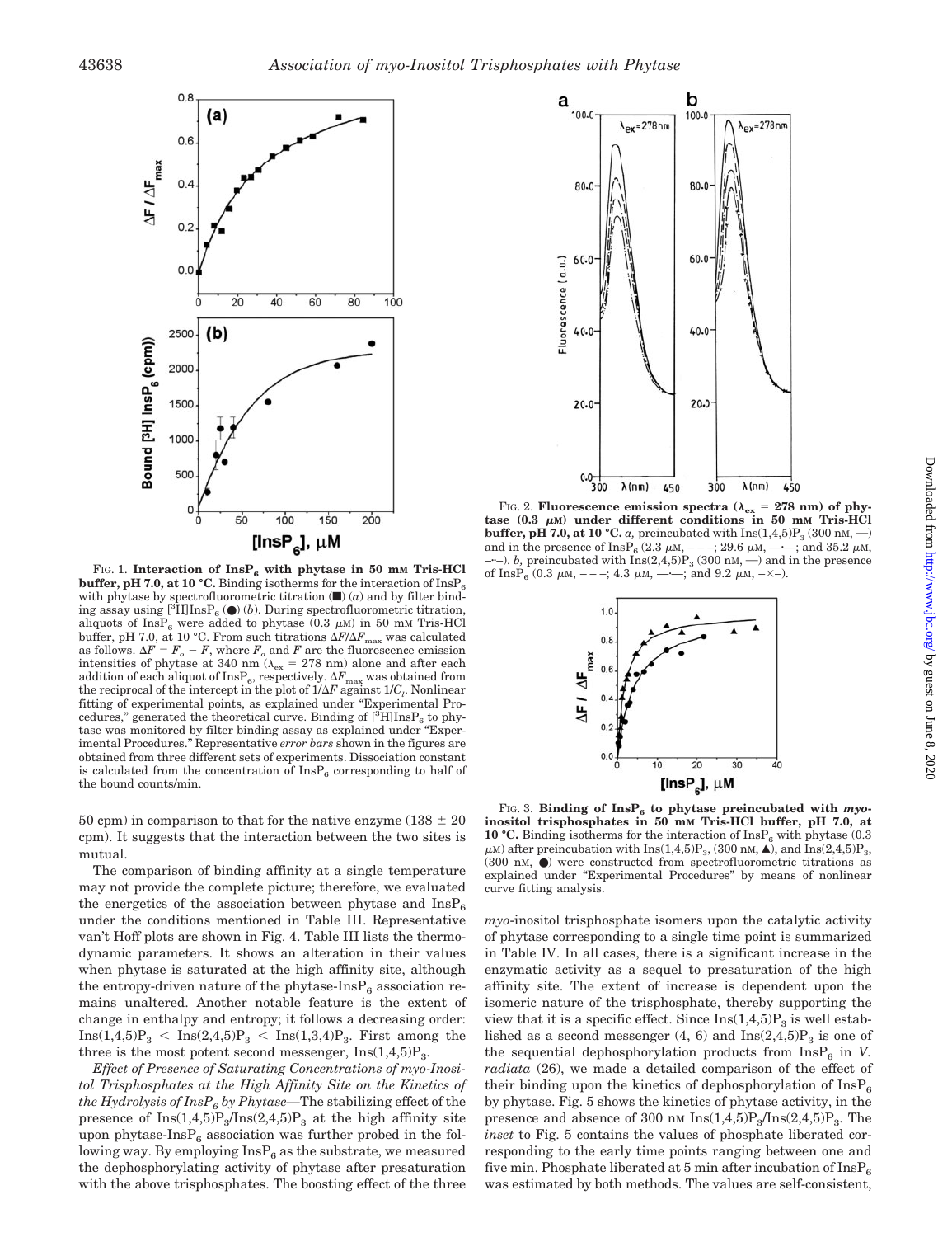FIG. 1. **Interaction of $InsP_6$ with phytase in 50 mM Tris-HCl buffer, pH 7.0, at 10 °C.** Binding isotherms for the interaction of $InsP_6$ with phytase by spectrofluorometric titration (■) (*a*) and by filter binding assay using $[^3H]InsP_6$ (●) (*b*). During spectrofluorometric titration, aliquots of $InsP_6$ were added to phytase (0.3 μM) in 50 mM Tris-HCl buffer, pH 7.0, at 10 °C. From such titrations $\Delta F/\Delta F_{max}$ was calculated as follows. $\Delta F = F_o - F$, where $F_o$ and $F$ are the fluorescence emission intensities of phytase at 340 nm ($\lambda_{ex}$ = 278 nm) alone and after each addition of each aliquot of $InsP_6$, respectively. $\Delta F_{max}$ was obtained from the reciprocal of the intercept in the plot of $1/\Delta F$ against $1/C_l$. Nonlinear fitting of experimental points, as explained under "Experimental Procedures," generated the theoretical curve. Binding of $[^3H]InsP_6$ to phytase was monitored by filter binding assay as explained under "Experimental Procedures." Representative *error bars* shown in the figures are obtained from three different sets of experiments. Dissociation constant is calculated from the concentration of $InsP_6$ corresponding to half of the bound counts/min.

50 cpm) in comparison to that for the native enzyme (138 ± 20 cpm). It suggests that the interaction between the two sites is mutual.

The comparison of binding affinity at a single temperature may not provide the complete picture; therefore, we evaluated the energetics of the association between phytase and $InsP_6$ under the conditions mentioned in Table III. Representative van't Hoff plots are shown in Fig. 4. Table III lists the thermodynamic parameters. It shows an alteration in their values when phytase is saturated at the high affinity site, although the entropy-driven nature of the phytase-$InsP_6$ association remains unaltered. Another notable feature is the extent of change in enthalpy and entropy; it follows a decreasing order: $Ins(1,4,5)P_3$ < $Ins(2,4,5)P_3$ < $Ins(1,3,4)P_3$. First among the three is the most potent second messenger, $Ins(1,4,5)P_3$.

*Effect of Presence of Saturating Concentrations of myo-Inositol Trisphosphates at the High Affinity Site on the Kinetics of the Hydrolysis of $InsP_6$ by Phytase*—The stabilizing effect of the presence of $Ins(1,4,5)P_3$/$Ins(2,4,5)P_3$ at the high affinity site upon phytase-$InsP_6$ association was further probed in the following way. By employing $InsP_6$ as the substrate, we measured the dephosphorylating activity of phytase after presaturation with the above trisphosphates. The boosting effect of the three

FIG. 2. **Fluorescence emission spectra ($\lambda_{ex}$ = 278 nm) of phytase (0.3 μM) under different conditions in 50 mM Tris-HCl buffer, pH 7.0, at 10 °C.** *a*, preincubated with $Ins(1,4,5)P_3$ (300 nM, —) and in the presence of $InsP_6$ (2.3 μM, – – –; 29.6 μM, —·—; and 35.2 μM, –··–). *b*, preincubated with $Ins(2,4,5)P_3$ (300 nM, —) and in the presence of $InsP_6$ (0.3 μM, – – –; 4.3 μM, —·—; and 9.2 μM, –×–).

FIG. 3. **Binding of $InsP_6$ to phytase preincubated with *myo*-inositol trisphosphates in 50 mM Tris-HCl buffer, pH 7.0, at 10 °C.** Binding isotherms for the interaction of $InsP_6$ with phytase (0.3 μM) after preincubation with $Ins(1,4,5)P_3$, (300 nM, ▲), and $Ins(2,4,5)P_3$, (300 nM, ●) were constructed from spectrofluorometric titrations as explained under "Experimental Procedures" by means of nonlinear curve fitting analysis.

*myo*-inositol trisphosphate isomers upon the catalytic activity of phytase corresponding to a single time point is summarized in Table IV. In all cases, there is a significant increase in the enzymatic activity as a sequel to presaturation of the high affinity site. The extent of increase is dependent upon the isomeric nature of the trisphosphate, thereby supporting the view that it is a specific effect. Since $Ins(1,4,5)P_3$ is well established as a second messenger (4, 6) and $Ins(2,4,5)P_3$ is one of the sequential dephosphorylation products from $InsP_6$ in *V. radiata* (26), we made a detailed comparison of the effect of their binding upon the kinetics of dephosphorylation of $InsP_6$ by phytase. Fig. 5 shows the kinetics of phytase activity, in the presence and absence of 300 nM $Ins(1,4,5)P_3$/$Ins(2,4,5)P_3$. The *inset* to Fig. 5 contains the values of phosphate liberated corresponding to the early time points ranging between one and five min. Phosphate liberated at 5 min after incubation of $InsP_6$ was estimated by both methods. The values are self-consistent,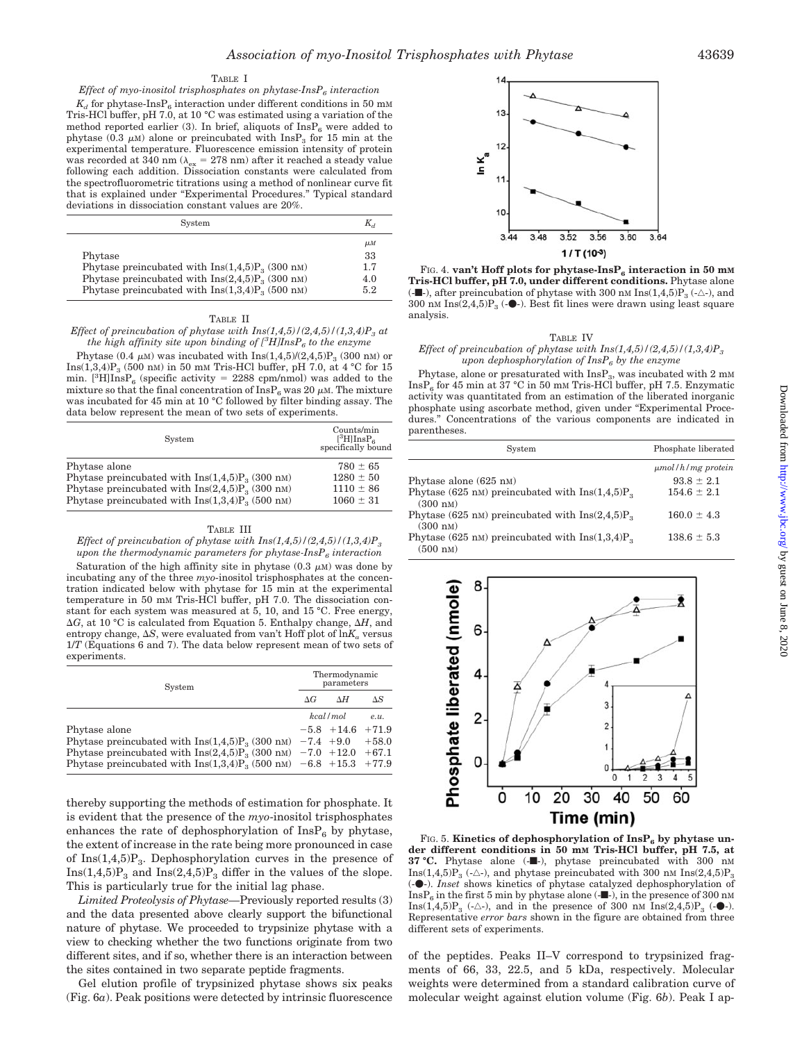TABLE I

*Effect of myo-inositol trisphosphates on phytase-$InsP_6$ interaction*

$K_d$ for phytase-$InsP_6$ interaction under different conditions in 50 mM Tris-HCl buffer, pH 7.0, at 10 °C was estimated using a variation of the method reported earlier (3). In brief, aliquots of $InsP_6$ were added to phytase (0.3 μM) alone or preincubated with $InsP_3$ for 15 min at the experimental temperature. Fluorescence emission intensity of protein was recorded at 340 nm ($\lambda_{ex}$ = 278 nm) after it reached a steady value following each addition. Dissociation constants were calculated from the spectrofluorometric titrations using a method of nonlinear curve fit that is explained under "Experimental Procedures." Typical standard deviations in dissociation constant values are 20%.

| System | $K_d$ |
|---|---|
| | μM |
| Phytase | 33 |
| Phytase preincubated with Ins(1,4,5)$P_3$ (300 nM) | 1.7 |
| Phytase preincubated with Ins(2,4,5)$P_3$ (300 nM) | 4.0 |
| Phytase preincubated with Ins(1,3,4)$P_3$ (500 nM) | 5.2 |

TABLE II

*Effect of preincubation of phytase with Ins(1,4,5)/(2,4,5)/(1,3,4)$P_3$ at the high affinity site upon binding of [$^3$H]$InsP_6$ to the enzyme*

Phytase (0.4 μM) was incubated with Ins(1,4,5)/(2,4,5)$P_3$ (300 nM) or Ins(1,3,4)$P_3$ (500 nM) in 50 mM Tris-HCl buffer, pH 7.0, at 4 °C for 15 min. [$^3$H]$InsP_6$ (specific activity = 2288 cpm/nmol) was added to the mixture so that the final concentration of $InsP_6$ was 20 μM. The mixture was incubated for 45 min at 10 °C followed by filter binding assay. The data below represent the mean of two sets of experiments.

| System | Counts/min [$^3$H]$InsP_6$ specifically bound |
|---|---|
| Phytase alone | 780 ± 65 |
| Phytase preincubated with Ins(1,4,5)$P_3$ (300 nM) | 1280 ± 50 |
| Phytase preincubated with Ins(2,4,5)$P_3$ (300 nM) | 1110 ± 86 |
| Phytase preincubated with Ins(1,3,4)$P_3$ (500 nM) | 1060 ± 31 |

TABLE III

*Effect of preincubation of phytase with Ins(1,4,5)/(2,4,5)/(1,3,4)$P_3$ upon the thermodynamic parameters for phytase-$InsP_6$ interaction*

Saturation of the high affinity site in phytase (0.3 μM) was done by incubating any of the three *myo*-inositol trisphosphates at the concentration indicated below with phytase for 15 min at the experimental temperature in 50 mM Tris-HCl buffer, pH 7.0. The dissociation constant for each system was measured at 5, 10, and 15 °C. Free energy, $\Delta G$, at 10 °C is calculated from Equation 5. Enthalpy change, $\Delta H$, and entropy change, $\Delta S$, were evaluated from van't Hoff plot of $\ln K_a$ versus $1/T$ (Equations 6 and 7). The data below represent mean of two sets of experiments.

| System | Thermodynamic parameters | | |
|---|---|---|---|
| | $\Delta G$ | $\Delta H$ | $\Delta S$ |
| | kcal/mol | | e.u. |
| Phytase alone | −5.8 | +14.6 | +71.9 |
| Phytase preincubated with Ins(1,4,5)$P_3$ (300 nM) | −7.4 | +9.0 | +58.0 |
| Phytase preincubated with Ins(2,4,5)$P_3$ (300 nM) | −7.0 | +12.0 | +67.1 |
| Phytase preincubated with Ins(1,3,4)$P_3$ (500 nM) | −6.8 | +15.3 | +77.9 |

thereby supporting the methods of estimation for phosphate. It is evident that the presence of the *myo*-inositol trisphosphates enhances the rate of dephosphorylation of $InsP_6$ by phytase, the extent of increase in the rate being more pronounced in case of Ins(1,4,5)$P_3$. Dephosphorylation curves in the presence of Ins(1,4,5)$P_3$ and Ins(2,4,5)$P_3$ differ in the values of the slope. This is particularly true for the initial lag phase.

*Limited Proteolysis of Phytase*—Previously reported results (3) and the data presented above clearly support the bifunctional nature of phytase. We proceeded to trypsinize phytase with a view to checking whether the two functions originate from two different sites, and if so, whether there is an interaction between the sites contained in two separate peptide fragments.

Gel elution profile of trypsinized phytase shows six peaks (Fig. 6*a*). Peak positions were detected by intrinsic fluorescence of the peptides. Peaks II–V correspond to trypsinized fragments of 66, 33, 22.5, and 5 kDa, respectively. Molecular weights were determined from a standard calibration curve of molecular weight against elution volume (Fig. 6*b*). Peak I ap-

FIG. 4. **van't Hoff plots for phytase-$InsP_6$ interaction in 50 mM Tris-HCl buffer, pH 7.0, under different conditions.** Phytase alone (-■-), after preincubation of phytase with 300 nM Ins(1,4,5)$P_3$ (-△-), and 300 nM Ins(2,4,5)$P_3$ (-●-). Best fit lines were drawn using least square analysis.

TABLE IV

*Effect of preincubation of phytase with Ins(1,4,5)/(2,4,5)/(1,3,4)$P_3$ upon dephosphorylation of $InsP_6$ by the enzyme*

Phytase, alone or presaturated with $InsP_3$, was incubated with 2 mM $InsP_6$ for 45 min at 37 °C in 50 mM Tris-HCl buffer, pH 7.5. Enzymatic activity was quantitated from an estimation of the liberated inorganic phosphate using ascorbate method, given under "Experimental Procedures." Concentrations of the various components are indicated in parentheses.

| System | Phosphate liberated |
|---|---|
| | μmol/h/mg protein |
| Phytase alone (625 nM) | 93.8 ± 2.1 |
| Phytase (625 nM) preincubated with Ins(1,4,5)$P_3$ (300 nM) | 154.6 ± 2.1 |
| Phytase (625 nM) preincubated with Ins(2,4,5)$P_3$ (300 nM) | 160.0 ± 4.3 |
| Phytase (625 nM) preincubated with Ins(1,3,4)$P_3$ (500 nM) | 138.6 ± 5.3 |

FIG. 5. **Kinetics of dephosphorylation of $InsP_6$ by phytase under different conditions in 50 mM Tris-HCl buffer, pH 7.5, at 37 °C.** Phytase alone (-■-), phytase preincubated with 300 nM Ins(1,4,5)$P_3$ (-△-), and phytase preincubated with 300 nM Ins(2,4,5)$P_3$ (-●-). *Inset* shows kinetics of phytase catalyzed dephosphorylation of $InsP_6$ in the first 5 min by phytase alone (-■-), in the presence of 300 nM Ins(1,4,5)$P_3$ (-△-), and in the presence of 300 nM Ins(2,4,5)$P_3$ (-●-). Representative *error bars* shown in the figure are obtained from three different sets of experiments.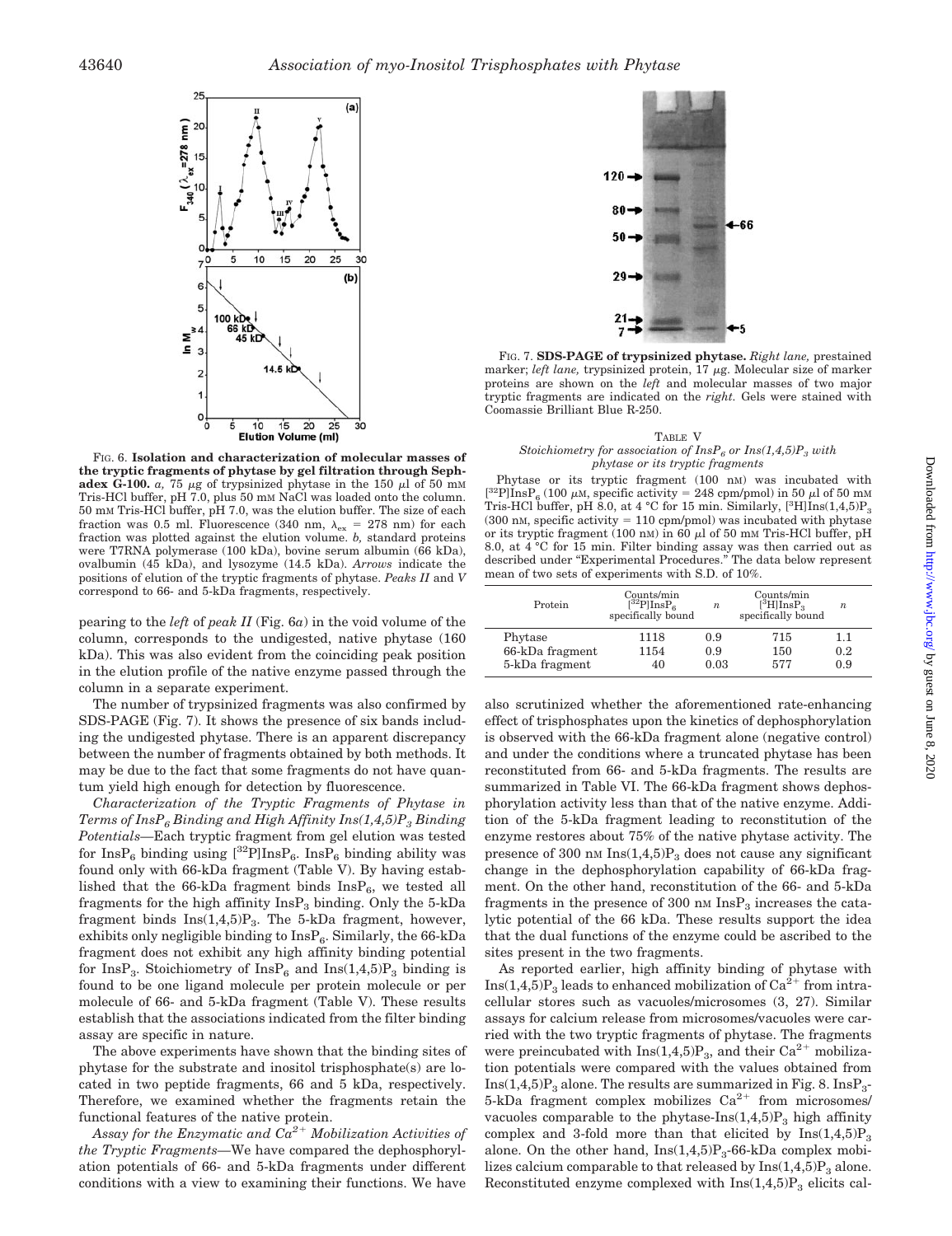FIG. 6. **Isolation and characterization of molecular masses of the tryptic fragments of phytase by gel filtration through Sephadex G-100.** *a,* 75 μg of trypsinized phytase in the 150 μl of 50 mM Tris-HCl buffer, pH 7.0, plus 50 mM NaCl was loaded onto the column. 50 mM Tris-HCl buffer, pH 7.0, was the elution buffer. The size of each fraction was 0.5 ml. Fluorescence (340 nm, $\lambda_{ex}$ = 278 nm) for each fraction was plotted against the elution volume. *b,* standard proteins were T7RNA polymerase (100 kDa), bovine serum albumin (66 kDa), ovalbumin (45 kDa), and lysozyme (14.5 kDa). *Arrows* indicate the positions of elution of the tryptic fragments of phytase. *Peaks II* and *V* correspond to 66- and 5-kDa fragments, respectively.

pearing to the *left* of *peak II* (Fig. 6*a*) in the void volume of the column, corresponds to the undigested, native phytase (160 kDa). This was also evident from the coinciding peak position in the elution profile of the native enzyme passed through the column in a separate experiment.

The number of trypsinized fragments was also confirmed by SDS-PAGE (Fig. 7). It shows the presence of six bands including the undigested phytase. There is an apparent discrepancy between the number of fragments obtained by both methods. It may be due to the fact that some fragments do not have quantum yield high enough for detection by fluorescence.

*Characterization of the Tryptic Fragments of Phytase in Terms of $InsP_6$ Binding and High Affinity $Ins(1,4,5)P_3$ Binding Potentials*—Each tryptic fragment from gel elution was tested for $InsP_6$ binding using $[^{32}P]InsP_6$. $InsP_6$ binding ability was found only with 66-kDa fragment (Table V). By having established that the 66-kDa fragment binds $InsP_6$, we tested all fragments for the high affinity $InsP_3$ binding. Only the 5-kDa fragment binds $Ins(1,4,5)P_3$. The 5-kDa fragment, however, exhibits only negligible binding to $InsP_6$. Similarly, the 66-kDa fragment does not exhibit any high affinity binding potential for $InsP_3$. Stoichiometry of $InsP_6$ and $Ins(1,4,5)P_3$ binding is found to be one ligand molecule per protein molecule or per molecule of 66- and 5-kDa fragment (Table V). These results establish that the associations indicated from the filter binding assay are specific in nature.

The above experiments have shown that the binding sites of phytase for the substrate and inositol trisphosphate(s) are located in two peptide fragments, 66 and 5 kDa, respectively. Therefore, we examined whether the fragments retain the functional features of the native protein.

*Assay for the Enzymatic and $Ca^{2+}$ Mobilization Activities of the Tryptic Fragments*—We have compared the dephosphorylation potentials of 66- and 5-kDa fragments under different conditions with a view to examining their functions. We have also scrutinized whether the aforementioned rate-enhancing effect of trisphosphates upon the kinetics of dephosphorylation is observed with the 66-kDa fragment alone (negative control) and under the conditions where a truncated phytase has been reconstituted from 66- and 5-kDa fragments. The results are summarized in Table VI. The 66-kDa fragment shows dephosphorylation activity less than that of the native enzyme. Addition of the 5-kDa fragment leading to reconstitution of the enzyme restores about 75% of the native phytase activity. The presence of 300 nM $Ins(1,4,5)P_3$ does not cause any significant change in the dephosphorylation capability of 66-kDa fragment. On the other hand, reconstitution of the 66- and 5-kDa fragments in the presence of 300 nM $InsP_3$ increases the catalytic potential of the 66 kDa. These results support the idea that the dual functions of the enzyme could be ascribed to the sites present in the two fragments.

As reported earlier, high affinity binding of phytase with $Ins(1,4,5)P_3$ leads to enhanced mobilization of $Ca^{2+}$ from intracellular stores such as vacuoles/microsomes (3, 27). Similar assays for calcium release from microsomes/vacuoles were carried with the two tryptic fragments of phytase. The fragments were preincubated with $Ins(1,4,5)P_3$, and their $Ca^{2+}$ mobilization potentials were compared with the values obtained from $Ins(1,4,5)P_3$ alone. The results are summarized in Fig. 8. $InsP_3$-5-kDa fragment complex mobilizes $Ca^{2+}$ from microsomes/vacuoles comparable to the phytase-$Ins(1,4,5)P_3$ high affinity complex and 3-fold more than that elicited by $Ins(1,4,5)P_3$ alone. On the other hand, $Ins(1,4,5)P_3$-66-kDa complex mobilizes calcium comparable to that released by $Ins(1,4,5)P_3$ alone. Reconstituted enzyme complexed with $Ins(1,4,5)P_3$ elicits cal-

FIG. 7. **SDS-PAGE of trypsinized phytase.** *Right lane,* prestained marker; *left lane,* trypsinized protein, 17 μg. Molecular size of marker proteins are shown on the *left* and molecular masses of two major tryptic fragments are indicated on the *right.* Gels were stained with Coomassie Brilliant Blue R-250.

TABLE V
*Stoichiometry for association of $InsP_6$ or $Ins(1,4,5)P_3$ with phytase or its tryptic fragments*

Phytase or its tryptic fragment (100 nM) was incubated with $[^{32}P]InsP_6$ (100 μM, specific activity = 248 cpm/pmol) in 50 μl of 50 mM Tris-HCl buffer, pH 8.0, at 4 °C for 15 min. Similarly, $[^{3}H]Ins(1,4,5)P_3$ (300 nM, specific activity = 110 cpm/pmol) was incubated with phytase or its tryptic fragment (100 nM) in 60 μl of 50 mM Tris-HCl buffer, pH 8.0, at 4 °C for 15 min. Filter binding assay was then carried out as described under "Experimental Procedures." The data below represent mean of two sets of experiments with S.D. of 10%.

| Protein | Counts/min $[^{32}P]InsP_6$ specifically bound | $n$ | Counts/min $[^{3}H]InsP_3$ specifically bound | $n$ |
|---|---|---|---|---|
| Phytase | 1118 | 0.9 | 715 | 1.1 |
| 66-kDa fragment | 1154 | 0.9 | 150 | 0.2 |
| 5-kDa fragment | 40 | 0.03 | 577 | 0.9 |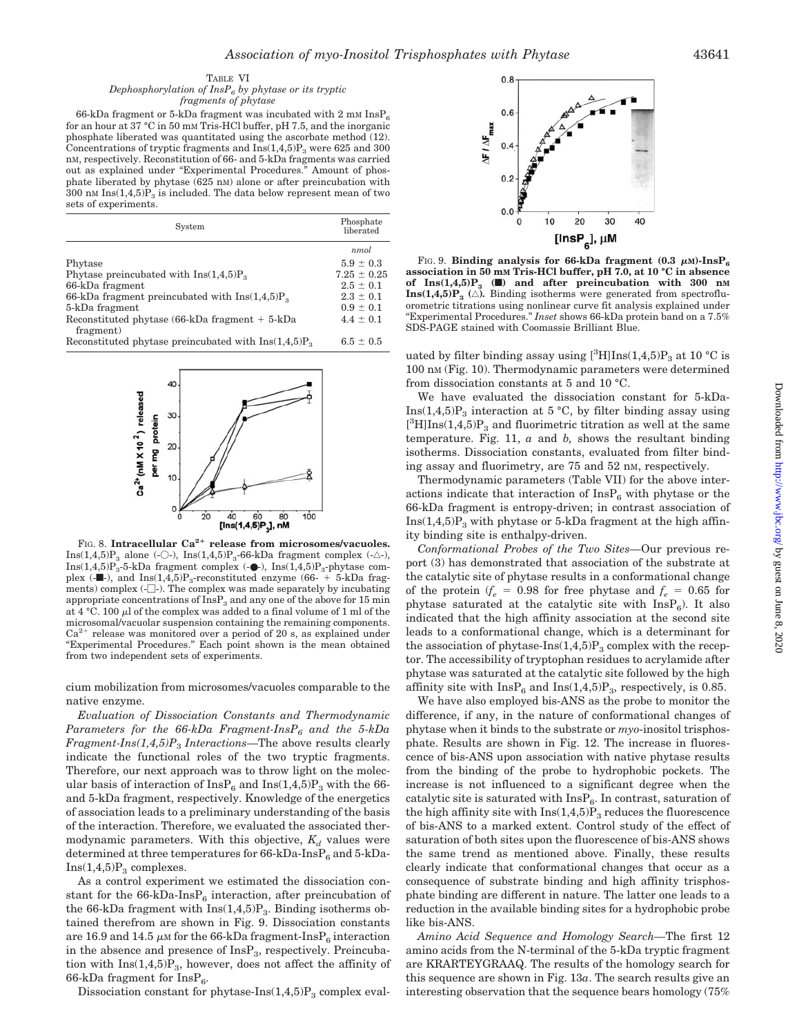TABLE VI
*Dephosphorylation of $InsP_6$ by phytase or its tryptic fragments of phytase*

66-kDa fragment or 5-kDa fragment was incubated with 2 mM $InsP_6$ for an hour at 37 °C in 50 mM Tris-HCl buffer, pH 7.5, and the inorganic phosphate liberated was quantitated using the ascorbate method (12). Concentrations of tryptic fragments and $Ins(1,4,5)P_3$ were 625 and 300 nM, respectively. Reconstitution of 66- and 5-kDa fragments was carried out as explained under "Experimental Procedures." Amount of phosphate liberated by phytase (625 nM) alone or after preincubation with 300 nM $Ins(1,4,5)P_3$ is included. The data below represent mean of two sets of experiments.

| System | Phosphate liberated |
|---|---|
| | *nmol* |
| Phytase | 5.9 ± 0.3 |
| Phytase preincubated with $Ins(1,4,5)P_3$ | 7.25 ± 0.25 |
| 66-kDa fragment | 2.5 ± 0.1 |
| 66-kDa fragment preincubated with $Ins(1,4,5)P_3$ | 2.3 ± 0.1 |
| 5-kDa fragment | 0.9 ± 0.1 |
| Reconstituted phytase (66-kDa fragment + 5-kDa fragment) | 4.4 ± 0.1 |
| Reconstituted phytase preincubated with $Ins(1,4,5)P_3$ | 6.5 ± 0.5 |

FIG. 8. **Intracellular $Ca^{2+}$ release from microsomes/vacuoles.** $Ins(1,4,5)P_3$ alone (-○-), $Ins(1,4,5)P_3$-66-kDa fragment complex (-△-), $Ins(1,4,5)P_3$-5-kDa fragment complex (-●-), $Ins(1,4,5)P_3$-phytase complex (-■-), and $Ins(1,4,5)P_3$-reconstituted enzyme (66- + 5-kDa fragments) complex (-□-). The complex was made separately by incubating appropriate concentrations of $InsP_3$ and any one of the above for 15 min at 4 °C. 100 µl of the complex was added to a final volume of 1 ml of the microsomal/vacuolar suspension containing the remaining components. $Ca^{2+}$ release was monitored over a period of 20 s, as explained under "Experimental Procedures." Each point shown is the mean obtained from two independent sets of experiments.

cium mobilization from microsomes/vacuoles comparable to the native enzyme.

*Evaluation of Dissociation Constants and Thermodynamic Parameters for the 66-kDa Fragment-$InsP_6$ and the 5-kDa Fragment-$Ins(1,4,5)P_3$ Interactions*—The above results clearly indicate the functional roles of the two tryptic fragments. Therefore, our next approach was to throw light on the molecular basis of interaction of $InsP_6$ and $Ins(1,4,5)P_3$ with the 66- and 5-kDa fragment, respectively. Knowledge of the energetics of association leads to a preliminary understanding of the basis of the interaction. Therefore, we evaluated the associated thermodynamic parameters. With this objective, $K_d$ values were determined at three temperatures for 66-kDa-$InsP_6$ and 5-kDa-$Ins(1,4,5)P_3$ complexes.

As a control experiment we estimated the dissociation constant for the 66-kDa-$InsP_6$ interaction, after preincubation of the 66-kDa fragment with $Ins(1,4,5)P_3$. Binding isotherms obtained therefrom are shown in Fig. 9. Dissociation constants are 16.9 and 14.5 µM for the 66-kDa fragment-$InsP_6$ interaction in the absence and presence of $InsP_3$, respectively. Preincubation with $Ins(1,4,5)P_3$, however, does not affect the affinity of 66-kDa fragment for $InsP_6$.

Dissociation constant for phytase-$Ins(1,4,5)P_3$ complex evaluated by filter binding assay using $[^3H]Ins(1,4,5)P_3$ at 10 °C is 100 nM (Fig. 10). Thermodynamic parameters were determined from dissociation constants at 5 and 10 °C.

FIG. 9. **Binding analysis for 66-kDa fragment (0.3 µM)-$InsP_6$ association in 50 mM Tris-HCl buffer, pH 7.0, at 10 °C in absence of $Ins(1,4,5)P_3$ (■) and after preincubation with 300 nM $Ins(1,4,5)P_3$ (△).** Binding isotherms were generated from spectrofluorometric titrations using nonlinear curve fit analysis explained under "Experimental Procedures." *Inset* shows 66-kDa protein band on a 7.5% SDS-PAGE stained with Coomassie Brilliant Blue.

We have evaluated the dissociation constant for 5-kDa-$Ins(1,4,5)P_3$ interaction at 5 °C, by filter binding assay using $[^3H]Ins(1,4,5)P_3$ and fluorimetric titration as well at the same temperature. Fig. 11, *a* and *b,* shows the resultant binding isotherms. Dissociation constants, evaluated from filter binding assay and fluorimetry, are 75 and 52 nM, respectively.

Thermodynamic parameters (Table VII) for the above interactions indicate that interaction of $InsP_6$ with phytase or the 66-kDa fragment is entropy-driven; in contrast association of $Ins(1,4,5)P_3$ with phytase or 5-kDa fragment at the high affinity binding site is enthalpy-driven.

*Conformational Probes of the Two Sites*—Our previous report (3) has demonstrated that association of the substrate at the catalytic site of phytase results in a conformational change of the protein ($f_e$ = 0.98 for free phytase and $f_e$ = 0.65 for phytase saturated at the catalytic site with $InsP_6$). It also indicated that the high affinity association at the second site leads to a conformational change, which is a determinant for the association of phytase-$Ins(1,4,5)P_3$ complex with the receptor. The accessibility of tryptophan residues to acrylamide after phytase was saturated at the catalytic site followed by the high affinity site with $InsP_6$ and $Ins(1,4,5)P_3$, respectively, is 0.85.

We have also employed bis-ANS as the probe to monitor the difference, if any, in the nature of conformational changes of phytase when it binds to the substrate or *myo*-inositol trisphosphate. Results are shown in Fig. 12. The increase in fluorescence of bis-ANS upon association with native phytase results from the binding of the probe to hydrophobic pockets. The increase is not influenced to a significant degree when the catalytic site is saturated with $InsP_6$. In contrast, saturation of the high affinity site with $Ins(1,4,5)P_3$ reduces the fluorescence of bis-ANS to a marked extent. Control study of the effect of saturation of both sites upon the fluorescence of bis-ANS shows the same trend as mentioned above. Finally, these results clearly indicate that conformational changes that occur as a consequence of substrate binding and high affinity trisphosphate binding are different in nature. The latter one leads to a reduction in the available binding sites for a hydrophobic probe like bis-ANS.

*Amino Acid Sequence and Homology Search*—The first 12 amino acids from the N-terminal of the 5-kDa tryptic fragment are KRARTEYGRAAQ. The results of the homology search for this sequence are shown in Fig. 13*a*. The search results give an interesting observation that the sequence bears homology (75%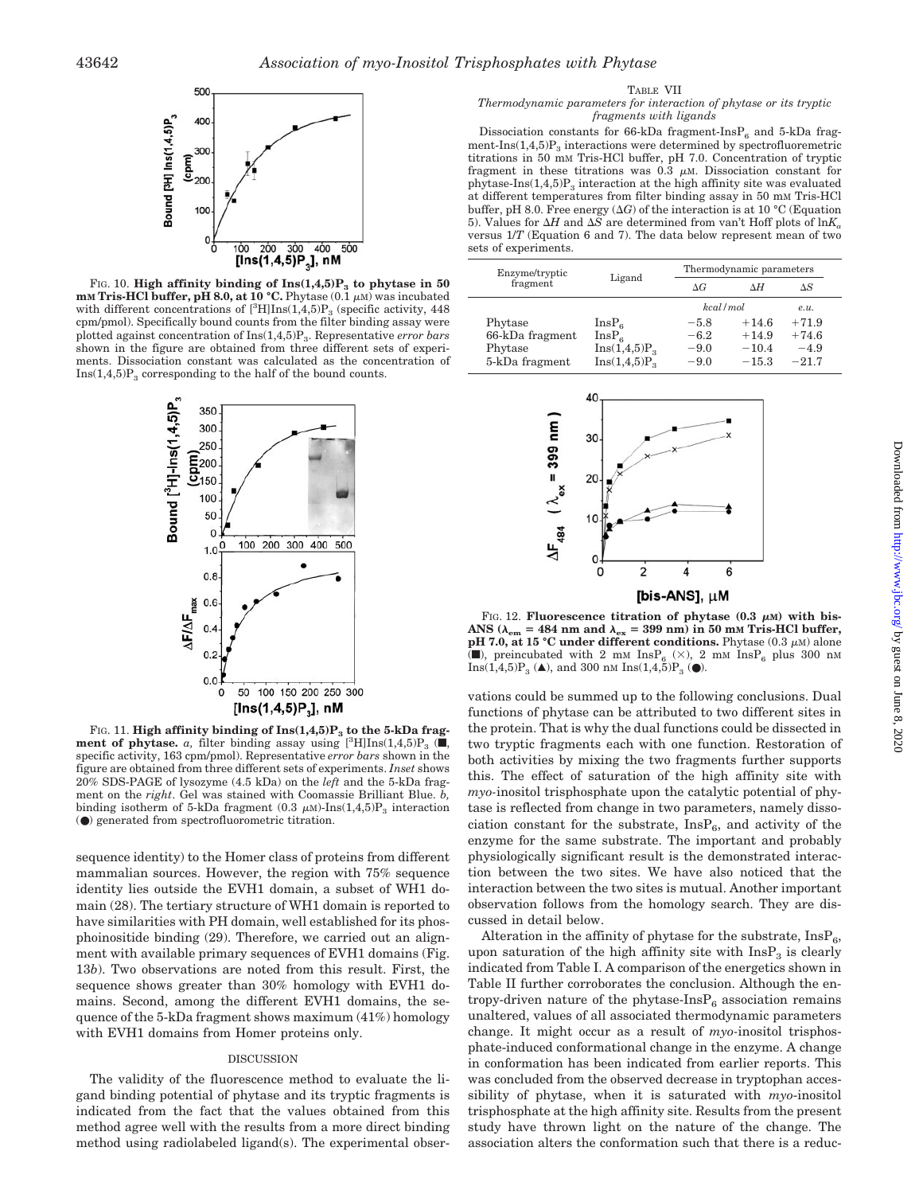FIG. 10. **High affinity binding of $Ins(1,4,5)P_3$ to phytase in 50 mM Tris-HCl buffer, pH 8.0, at 10 °C.** Phytase (0.1 $\mu$M) was incubated with different concentrations of $[^3H]Ins(1,4,5)P_3$ (specific activity, 448 cpm/pmol). Specifically bound counts from the filter binding assay were plotted against concentration of $Ins(1,4,5)P_3$. Representative *error bars* shown in the figure are obtained from three different sets of experiments. Dissociation constant was calculated as the concentration of $Ins(1,4,5)P_3$ corresponding to the half of the bound counts.

FIG. 11. **High affinity binding of $Ins(1,4,5)P_3$ to the 5-kDa fragment of phytase.** *a,* filter binding assay using $[^3H]Ins(1,4,5)P_3$ (■, specific activity, 163 cpm/pmol). Representative *error bars* shown in the figure are obtained from three different sets of experiments. *Inset* shows 20% SDS-PAGE of lysozyme (4.5 kDa) on the *left* and the 5-kDa fragment on the *right*. Gel was stained with Coomassie Brilliant Blue. *b,* binding isotherm of 5-kDa fragment (0.3 $\mu$M)-$Ins(1,4,5)P_3$ interaction (●) generated from spectrofluorometric titration.

sequence identity) to the Homer class of proteins from different mammalian sources. However, the region with 75% sequence identity lies outside the EVH1 domain, a subset of WH1 domain (28). The tertiary structure of WH1 domain is reported to have similarities with PH domain, well established for its phosphoinositide binding (29). Therefore, we carried out an alignment with available primary sequences of EVH1 domains (Fig. 13*b*). Two observations are noted from this result. First, the sequence shows greater than 30% homology with EVH1 domains. Second, among the different EVH1 domains, the sequence of the 5-kDa fragment shows maximum (41%) homology with EVH1 domains from Homer proteins only.

## DISCUSSION

The validity of the fluorescence method to evaluate the ligand binding potential of phytase and its tryptic fragments is indicated from the fact that the values obtained from this method agree well with the results from a more direct binding method using radiolabeled ligand(s). The experimental observations could be summed up to the following conclusions. Dual functions of phytase can be attributed to two different sites in the protein. That is why the dual functions could be dissected in two tryptic fragments each with one function. Restoration of both activities by mixing the two fragments further supports this. The effect of saturation of the high affinity site with *myo*-inositol trisphosphate upon the catalytic potential of phytase is reflected from change in two parameters, namely dissociation constant for the substrate, $InsP_6$, and activity of the enzyme for the same substrate. The important and probably physiologically significant result is the demonstrated interaction between the two sites. We have also noticed that the interaction between the two sites is mutual. Another important observation follows from the homology search. They are discussed in detail below.

Alteration in the affinity of phytase for the substrate, $InsP_6$, upon saturation of the high affinity site with $InsP_3$ is clearly indicated from Table I. A comparison of the energetics shown in Table II further corroborates the conclusion. Although the entropy-driven nature of the phytase-$InsP_6$ association remains unaltered, values of all associated thermodynamic parameters change. It might occur as a result of *myo*-inositol trisphosphate-induced conformational change in the enzyme. A change in conformation has been indicated from earlier reports. This was concluded from the observed decrease in tryptophan accessibility of phytase, when it is saturated with *myo*-inositol trisphosphate at the high affinity site. Results from the present study have thrown light on the nature of the change. The association alters the conformation such that there is a reduc-

TABLE VII
*Thermodynamic parameters for interaction of phytase or its tryptic fragments with ligands*

Dissociation constants for 66-kDa fragment-$InsP_6$ and 5-kDa fragment-$Ins(1,4,5)P_3$ interactions were determined by spectrofluorometric titrations in 50 mM Tris-HCl buffer, pH 7.0. Concentration of tryptic fragment in these titrations was 0.3 $\mu$M. Dissociation constant for phytase-$Ins(1,4,5)P_3$ interaction at the high affinity site was evaluated at different temperatures from filter binding assay in 50 mM Tris-HCl buffer, pH 8.0. Free energy ($\Delta G$) of the interaction is at 10 °C (Equation 5). Values for $\Delta H$ and $\Delta S$ are determined from van't Hoff plots of $\ln K_a$ versus $1/T$ (Equation 6 and 7). The data below represent mean of two sets of experiments.

| Enzyme/tryptic fragment | Ligand | Thermodynamic parameters | | |
|---|---|---|---|---|
| | | $\Delta G$ | $\Delta H$ | $\Delta S$ |
| | | *kcal/mol* | | *e.u.* |
| Phytase | $InsP_6$ | −5.8 | +14.6 | +71.9 |
| 66-kDa fragment | $InsP_6$ | −6.2 | +14.9 | +74.6 |
| Phytase | $Ins(1,4,5)P_3$ | −9.0 | −10.4 | −4.9 |
| 5-kDa fragment | $Ins(1,4,5)P_3$ | −9.0 | −15.3 | −21.7 |

FIG. 12. **Fluorescence titration of phytase (0.3 $\mu$M) with bis-ANS ($\lambda_{em}$ = 484 nm and $\lambda_{ex}$ = 399 nm) in 50 mM Tris-HCl buffer, pH 7.0, at 15 °C under different conditions.** Phytase (0.3 $\mu$M) alone (■), preincubated with 2 mM $InsP_6$ (×), 2 mM $InsP_6$ plus 300 nM $Ins(1,4,5)P_3$ (▲), and 300 nM $Ins(1,4,5)P_3$ (●).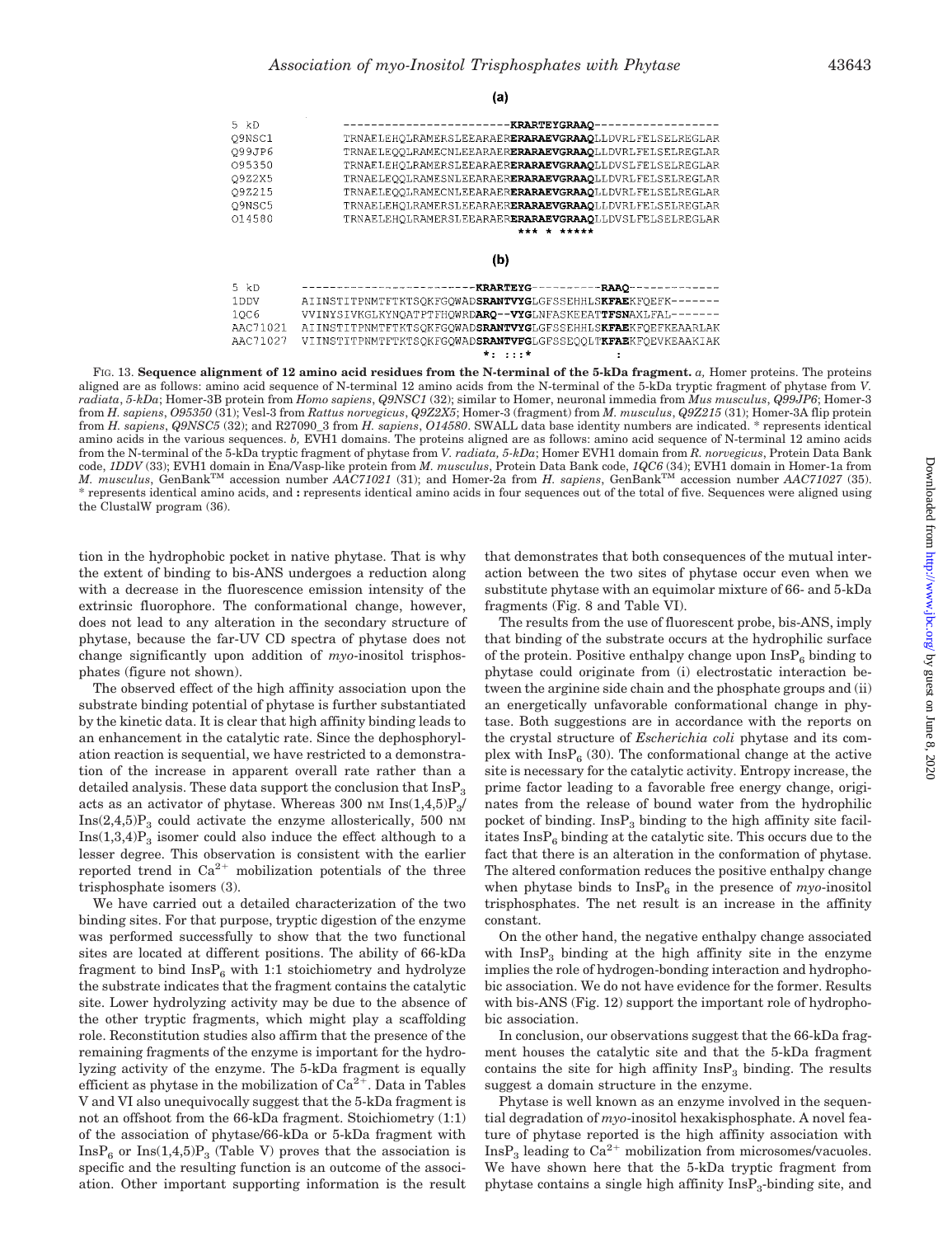**(a)**

```
5 kD        ------------------------KRARTEYGRAAQ------------------
Q9NSC1      TRNAELEHQLRAMERSLEEARAERERARAEVGRAAQLLDVRLFELSELREGLAR
Q99JP6      TRNAELEQQLRAMECNLEEARAERERARAEVGRAAQLLDVRLFELSELREGLAR
O95350      TRNAELEHQLRAMERSLEEARAERERARAEVGRAAQLLDVSLFELSELREGLAR
Q9Z2X5      TRNAELEQQLRAMESNLEEARAERERARAEVGRAAQLLDVRLFELSELREGLAR
Q9Z215      TRNAELEQQLRAMECNLEEARAERERARAEVGRAAQLLDVRLFELSELREGLAR
Q9NSC5      TRNAELEHQLRAMERSLEEARAERERARAEVGRAAQLLDVRLFELSELREGLAR
O14580      TRNAELEHQLRAMERSLEEARAERERARAEVGRAAQLLDVSLFELSELREGLAR
                                    *** * *****
```

**(b)**

```
5 kD        ------------------------KRARTEYG----------RAAQ-------------
1DDV        AIINSTITPNMTFTKTSQKFGQWADSRANTVYGLGFSSEHHLSKFAEKFQEFK-------
1QC6        VVINYSIVKGLKYNQATPTFHQWRDARQ--VYGLNFASKEEATTFSNAXLFAL-------
AAC71021    AIINSTITPNMTFTKTSQKFGQWADSRANTVYGLGFSSEHHLSKFAEKFQEFKEAARLAK
AAC71027    VIINSTITPNMTFTKTSQKFGQWADSRANTVFGLGFSSEQQLTKFAEKFQEVKEAAKIAK
                                      *: :::*            :
```

FIG. 13. **Sequence alignment of 12 amino acid residues from the N-terminal of the 5-kDa fragment.** *a,* Homer proteins. The proteins aligned are as follows: amino acid sequence of N-terminal 12 amino acids from the N-terminal of the 5-kDa tryptic fragment of phytase from *V. radiata*, *5-kDa*; Homer-3B protein from *Homo sapiens*, *Q9NSC1* (32); similar to Homer, neuronal immedia from *Mus musculus*, *Q99JP6*; Homer-3 from *H. sapiens*, *O95350* (31); Vesl-3 from *Rattus norvegicus*, *Q9Z2X5*; Homer-3 (fragment) from *M. musculus*, *Q9Z215* (31); Homer-3A flip protein from *H. sapiens*, *Q9NSC5* (32); and R27090_3 from *H. sapiens*, *O14580*. SWALL data base identity numbers are indicated. * represents identical amino acids in the various sequences. *b,* EVH1 domains. The proteins aligned are as follows: amino acid sequence of N-terminal 12 amino acids from the N-terminal of the 5-kDa tryptic fragment of phytase from *V. radiata, 5-kDa*; Homer EVH1 domain from *R. norvegicus*, Protein Data Bank code, *1DDV* (33); EVH1 domain in Ena/Vasp-like protein from *M. musculus*, Protein Data Bank code, *1QC6* (34); EVH1 domain in Homer-1a from *M. musculus*, GenBank™ accession number *AAC71021* (31); and Homer-2a from *H. sapiens*, GenBank™ accession number *AAC71027* (35). * represents identical amino acids, and **:** represents identical amino acids in four sequences out of the total of five. Sequences were aligned using the ClustalW program (36).

tion in the hydrophobic pocket in native phytase. That is why the extent of binding to bis-ANS undergoes a reduction along with a decrease in the fluorescence emission intensity of the extrinsic fluorophore. The conformational change, however, does not lead to any alteration in the secondary structure of phytase, because the far-UV CD spectra of phytase does not change significantly upon addition of *myo*-inositol trisphosphates (figure not shown).

The observed effect of the high affinity association upon the substrate binding potential of phytase is further substantiated by the kinetic data. It is clear that high affinity binding leads to an enhancement in the catalytic rate. Since the dephosphorylation reaction is sequential, we have restricted to a demonstration of the increase in apparent overall rate rather than a detailed analysis. These data support the conclusion that $InsP_3$ acts as an activator of phytase. Whereas 300 nM $Ins(1,4,5)P_3$/$Ins(2,4,5)P_3$ could activate the enzyme allosterically, 500 nM $Ins(1,3,4)P_3$ isomer could also induce the effect although to a lesser degree. This observation is consistent with the earlier reported trend in $Ca^{2+}$ mobilization potentials of the three trisphosphate isomers (3).

We have carried out a detailed characterization of the two binding sites. For that purpose, tryptic digestion of the enzyme was performed successfully to show that the two functional sites are located at different positions. The ability of 66-kDa fragment to bind $InsP_6$ with 1:1 stoichiometry and hydrolyze the substrate indicates that the fragment contains the catalytic site. Lower hydrolyzing activity may be due to the absence of the other tryptic fragments, which might play a scaffolding role. Reconstitution studies also affirm that the presence of the remaining fragments of the enzyme is important for the hydrolyzing activity of the enzyme. The 5-kDa fragment is equally efficient as phytase in the mobilization of $Ca^{2+}$. Data in Tables V and VI also unequivocally suggest that the 5-kDa fragment is not an offshoot from the 66-kDa fragment. Stoichiometry (1:1) of the association of phytase/66-kDa or 5-kDa fragment with $InsP_6$ or $Ins(1,4,5)P_3$ (Table V) proves that the association is specific and the resulting function is an outcome of the association. Other important supporting information is the result that demonstrates that both consequences of the mutual interaction between the two sites of phytase occur even when we substitute phytase with an equimolar mixture of 66- and 5-kDa fragments (Fig. 8 and Table VI).

The results from the use of fluorescent probe, bis-ANS, imply that binding of the substrate occurs at the hydrophilic surface of the protein. Positive enthalpy change upon $InsP_6$ binding to phytase could originate from (i) electrostatic interaction between the arginine side chain and the phosphate groups and (ii) an energetically unfavorable conformational change in phytase. Both suggestions are in accordance with the reports on the crystal structure of *Escherichia coli* phytase and its complex with $InsP_6$ (30). The conformational change at the active site is necessary for the catalytic activity. Entropy increase, the prime factor leading to a favorable free energy change, originates from the release of bound water from the hydrophilic pocket of binding. $InsP_3$ binding to the high affinity site facilitates $InsP_6$ binding at the catalytic site. This occurs due to the fact that there is an alteration in the conformation of phytase. The altered conformation reduces the positive enthalpy change when phytase binds to $InsP_6$ in the presence of *myo*-inositol trisphosphates. The net result is an increase in the affinity constant.

On the other hand, the negative enthalpy change associated with $InsP_3$ binding at the high affinity site in the enzyme implies the role of hydrogen-bonding interaction and hydrophobic association. We do not have evidence for the former. Results with bis-ANS (Fig. 12) support the important role of hydrophobic association.

In conclusion, our observations suggest that the 66-kDa fragment houses the catalytic site and that the 5-kDa fragment contains the site for high affinity $InsP_3$ binding. The results suggest a domain structure in the enzyme.

Phytase is well known as an enzyme involved in the sequential degradation of *myo*-inositol hexakisphosphate. A novel feature of phytase reported is the high affinity association with $InsP_3$ leading to $Ca^{2+}$ mobilization from microsomes/vacuoles. We have shown here that the 5-kDa tryptic fragment from phytase contains a single high affinity $InsP_3$-binding site, and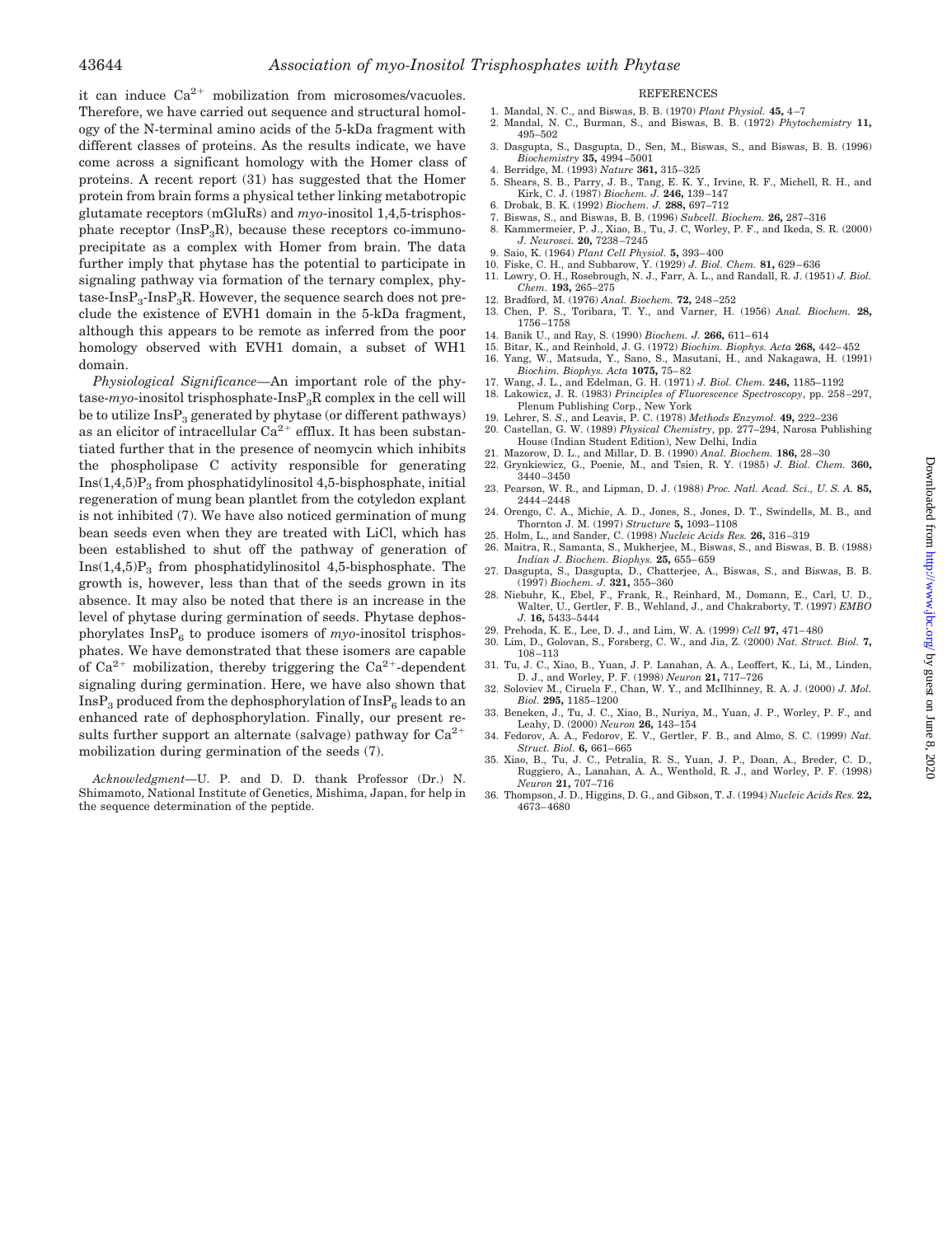it can induce $Ca^{2+}$ mobilization from microsomes/vacuoles. Therefore, we have carried out sequence and structural homology of the N-terminal amino acids of the 5-kDa fragment with different classes of proteins. As the results indicate, we have come across a significant homology with the Homer class of proteins. A recent report (31) has suggested that the Homer protein from brain forms a physical tether linking metabotropic glutamate receptors (mGluRs) and *myo*-inositol 1,4,5-trisphosphate receptor ($InsP_3R$), because these receptors co-immunoprecipitate as a complex with Homer from brain. The data further imply that phytase has the potential to participate in signaling pathway via formation of the ternary complex, phytase-$InsP_3$-$InsP_3R$. However, the sequence search does not preclude the existence of EVH1 domain in the 5-kDa fragment, although this appears to be remote as inferred from the poor homology observed with EVH1 domain, a subset of WH1 domain.

*Physiological Significance*—An important role of the phytase-*myo*-inositol trisphosphate-$InsP_3R$ complex in the cell will be to utilize $InsP_3$ generated by phytase (or different pathways) as an elicitor of intracellular $Ca^{2+}$ efflux. It has been substantiated further that in the presence of neomycin which inhibits the phospholipase C activity responsible for generating $Ins(1,4,5)P_3$ from phosphatidylinositol 4,5-bisphosphate, initial regeneration of mung bean plantlet from the cotyledon explant is not inhibited (7). We have also noticed germination of mung bean seeds even when they are treated with LiCl, which has been established to shut off the pathway of generation of $Ins(1,4,5)P_3$ from phosphatidylinositol 4,5-bisphosphate. The growth is, however, less than that of the seeds grown in its absence. It may also be noted that there is an increase in the level of phytase during germination of seeds. Phytase dephosphorylates $InsP_6$ to produce isomers of *myo*-inositol trisphosphates. We have demonstrated that these isomers are capable of $Ca^{2+}$ mobilization, thereby triggering the $Ca^{2+}$-dependent signaling during germination. Here, we have also shown that $InsP_3$ produced from the dephosphorylation of $InsP_6$ leads to an enhanced rate of dephosphorylation. Finally, our present results further support an alternate (salvage) pathway for $Ca^{2+}$ mobilization during germination of the seeds (7).

*Acknowledgment*—U. P. and D. D. thank Professor (Dr.) N. Shimamoto, National Institute of Genetics, Mishima, Japan, for help in the sequence determination of the peptide.

## REFERENCES

1. Mandal, N. C., and Biswas, B. B. (1970) *Plant Physiol.* **45,** 4–7
2. Mandal, N. C., Burman, S., and Biswas, B. B. (1972) *Phytochemistry* **11,** 495–502
3. Dasgupta, S., Dasgupta, D., Sen, M., Biswas, S., and Biswas, B. B. (1996) *Biochemistry* **35,** 4994–5001
4. Berridge, M. (1993) *Nature* **361,** 315–325
5. Shears, S. B., Parry, J. B., Tang, E. K. Y., Irvine, R. F., Michell, R. H., and Kirk, C. J. (1987) *Biochem. J.* **246,** 139–147
6. Drobak, B. K. (1992) *Biochem. J.* **288,** 697–712
7. Biswas, S., and Biswas, B. B. (1996) *Subcell. Biochem.* **26,** 287–316
8. Kammermeier, P. J., Xiao, B., Tu, J. C, Worley, P. F., and Ikeda, S. R. (2000) *J. Neurosci.* **20,** 7238–7245
9. Saio, K. (1964) *Plant Cell Physiol.* **5,** 393–400
10. Fiske, C. H., and Subbarow, Y. (1929) *J. Biol. Chem.* **81,** 629–636
11. Lowry, O. H., Rosebrough, N. J., Farr, A. L., and Randall, R. J. (1951) *J. Biol. Chem.* **193,** 265–275
12. Bradford, M. (1976) *Anal. Biochem.* **72,** 248–252
13. Chen, P. S., Toribara, T. Y., and Varner, H. (1956) *Anal. Biochem.* **28,** 1756–1758
14. Banik U., and Ray, S. (1990) *Biochem. J.* **266,** 611–614
15. Bitar, K., and Reinhold, J. G. (1972) *Biochim. Biophys. Acta* **268,** 442–452
16. Yang, W., Matsuda, Y., Sano, S., Masutani, H., and Nakagawa, H. (1991) *Biochim. Biophys. Acta* **1075,** 75–82
17. Wang, J. L., and Edelman, G. H. (1971) *J. Biol. Chem.* **246,** 1185–1192
18. Lakowicz, J. R. (1983) *Principles of Fluorescence Spectroscopy*, pp. 258–297, Plenum Publishing Corp., New York
19. Lehrer, S. S., and Leavis, P. C. (1978) *Methods Enzymol.* **49,** 222–236
20. Castellan, G. W. (1989) *Physical Chemistry*, pp. 277–294, Narosa Publishing House (Indian Student Edition), New Delhi, India
21. Mazorow, D. L., and Millar, D. B. (1990) *Anal. Biochem.* **186,** 28–30
22. Grynkiewicz, G., Poenie, M., and Tsien, R. Y. (1985) *J. Biol. Chem.* **360,** 3440–3450
23. Pearson, W. R., and Lipman, D. J. (1988) *Proc. Natl. Acad. Sci., U. S. A.* **85,** 2444–2448
24. Orengo, C. A., Michie, A. D., Jones, S., Jones, D. T., Swindells, M. B., and Thornton J. M. (1997) *Structure* **5,** 1093–1108
25. Holm, L., and Sander, C. (1998) *Nucleic Acids Res.* **26,** 316–319
26. Maitra, R., Samanta, S., Mukherjee, M., Biswas, S., and Biswas, B. B. (1988) *Indian J. Biochem. Biophys.* **25,** 655–659
27. Dasgupta, S., Dasgupta, D., Chatterjee, A., Biswas, S., and Biswas, B. B. (1997) *Biochem. J.* **321,** 355–360
28. Niebuhr, K., Ebel, F., Frank, R., Reinhard, M., Domann, E., Carl, U. D., Walter, U., Gertler, F. B., Wehland, J., and Chakraborty, T. (1997) *EMBO J.* **16,** 5433–5444
29. Prehoda, K. E., Lee, D. J., and Lim, W. A. (1999) *Cell* **97,** 471–480
30. Lim, D., Golovan, S., Forsberg, C. W., and Jia, Z. (2000) *Nat. Struct. Biol.* **7,** 108–113
31. Tu, J. C., Xiao, B., Yuan, J. P. Lanahan, A. A., Leoffert, K., Li, M., Linden, D. J., and Worley, P. F. (1998) *Neuron* **21,** 717–726
32. Soloviev M., Ciruela F., Chan, W. Y., and McIlhinney, R. A. J. (2000) *J. Mol. Biol.* **295,** 1185–1200
33. Beneken, J., Tu, J. C., Xiao, B., Nuriya, M., Yuan, J. P., Worley, P. F., and Leahy, D. (2000) *Neuron* **26,** 143–154
34. Fedorov, A. A., Fedorov, E. V., Gertler, F. B., and Almo, S. C. (1999) *Nat. Struct. Biol.* **6,** 661–665
35. Xiao, B., Tu, J. C., Petralia, R. S., Yuan, J. P., Doan, A., Breder, C. D., Ruggiero, A., Lanahan, A. A., Wenthold, R. J., and Worley, P. F. (1998) *Neuron* **21,** 707–716
36. Thompson, J. D., Higgins, D. G., and Gibson, T. J. (1994) *Nucleic Acids Res.* **22,** 4673–4680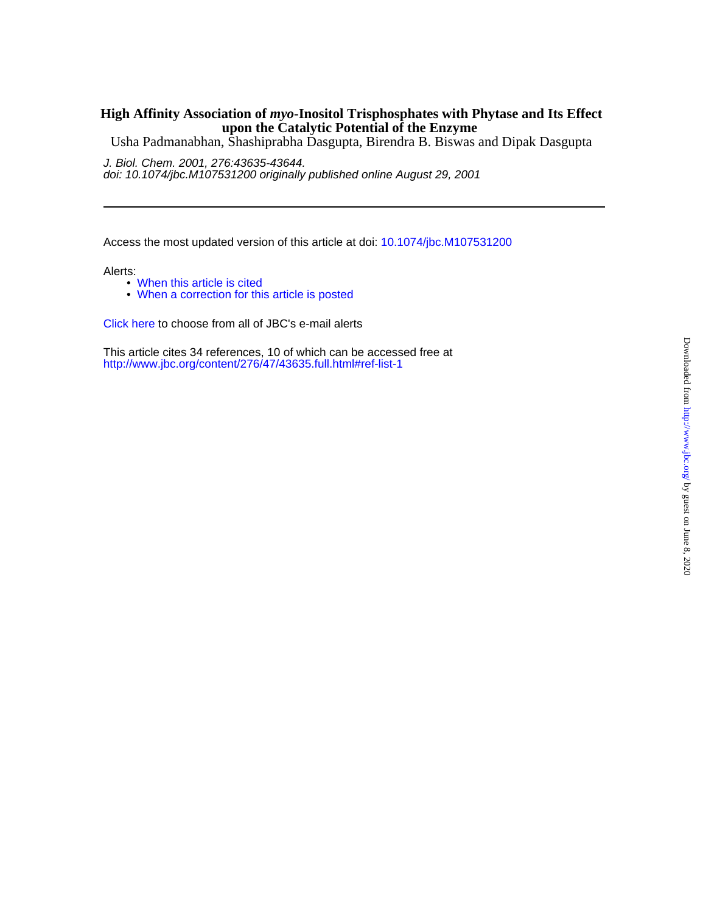# High Affinity Association of *myo*-Inositol Trisphosphates with Phytase and Its Effect upon the Catalytic Potential of the Enzyme

Usha Padmanabhan, Shashiprabha Dasgupta, Birendra B. Biswas and Dipak Dasgupta

*J. Biol. Chem. 2001, 276:43635-43644.*
*doi: 10.1074/jbc.M107531200 originally published online August 29, 2001*

---

Access the most updated version of this article at doi: 10.1074/jbc.M107531200

Alerts:

- When this article is cited
- When a correction for this article is posted

Click here to choose from all of JBC's e-mail alerts

This article cites 34 references, 10 of which can be accessed free at
http://www.jbc.org/content/276/47/43635.full.html#ref-list-1

Downloaded from http://www.jbc.org/ by guest on June 8, 2020